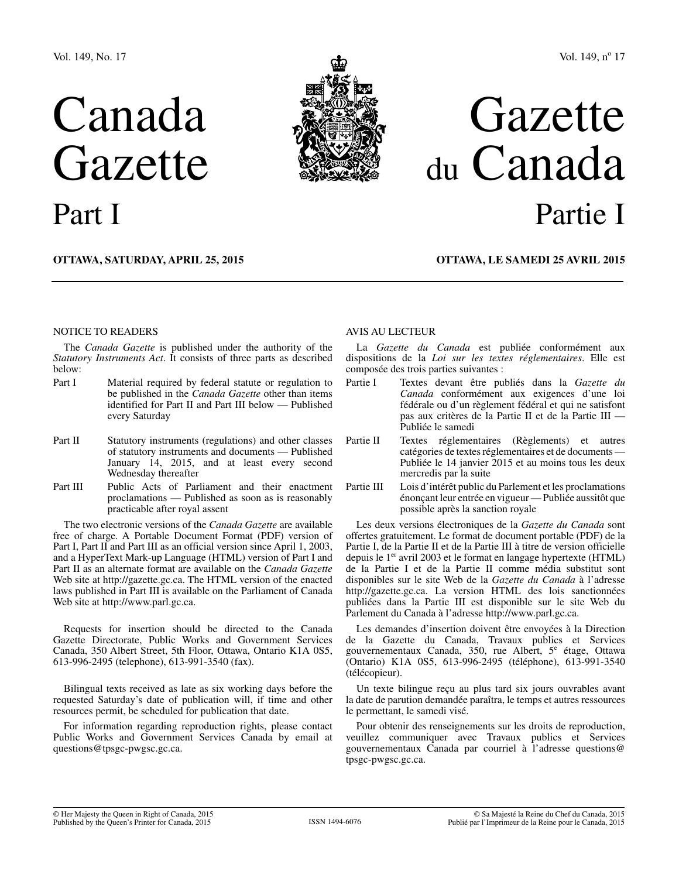Vol. 149, No. 17

# Canada Gazette
## Part I

**OTTAWA, SATURDAY, APRIL 25, 2015**

Vol. 149, nº 17

# Gazette du Canada
## Partie I

**OTTAWA, LE SAMEDI 25 AVRIL 2015**

NOTICE TO READERS

The *Canada Gazette* is published under the authority of the *Statutory Instruments Act*. It consists of three parts as described below:

| | |
|---|---|
| Part I | Material required by federal statute or regulation to be published in the *Canada Gazette* other than items identified for Part II and Part III below — Published every Saturday |
| Part II | Statutory instruments (regulations) and other classes of statutory instruments and documents — Published January 14, 2015, and at least every second Wednesday thereafter |
| Part III | Public Acts of Parliament and their enactment proclamations — Published as soon as is reasonably practicable after royal assent |

The two electronic versions of the *Canada Gazette* are available free of charge. A Portable Document Format (PDF) version of Part I, Part II and Part III as an official version since April 1, 2003, and a HyperText Mark-up Language (HTML) version of Part I and Part II as an alternate format are available on the *Canada Gazette* Web site at http://gazette.gc.ca. The HTML version of the enacted laws published in Part III is available on the Parliament of Canada Web site at http://www.parl.gc.ca.

Requests for insertion should be directed to the Canada Gazette Directorate, Public Works and Government Services Canada, 350 Albert Street, 5th Floor, Ottawa, Ontario K1A 0S5, 613-996-2495 (telephone), 613-991-3540 (fax).

Bilingual texts received as late as six working days before the requested Saturday's date of publication will, if time and other resources permit, be scheduled for publication that date.

For information regarding reproduction rights, please contact Public Works and Government Services Canada by email at questions@tpsgc-pwgsc.gc.ca.

AVIS AU LECTEUR

La *Gazette du Canada* est publiée conformément aux dispositions de la *Loi sur les textes réglementaires*. Elle est composée des trois parties suivantes :

| | |
|---|---|
| Partie I | Textes devant être publiés dans la *Gazette du Canada* conformément aux exigences d'une loi fédérale ou d'un règlement fédéral et qui ne satisfont pas aux critères de la Partie II et de la Partie III — Publiée le samedi |
| Partie II | Textes réglementaires (Règlements) et autres catégories de textes réglementaires et de documents — Publiée le 14 janvier 2015 et au moins tous les deux mercredis par la suite |
| Partie III | Lois d'intérêt public du Parlement et les proclamations énonçant leur entrée en vigueur — Publiée aussitôt que possible après la sanction royale |

Les deux versions électroniques de la *Gazette du Canada* sont offertes gratuitement. Le format de document portable (PDF) de la Partie I, de la Partie II et de la Partie III à titre de version officielle depuis le 1er avril 2003 et le format en langage hypertexte (HTML) de la Partie I et de la Partie II comme média substitut sont disponibles sur le site Web de la *Gazette du Canada* à l'adresse http://gazette.gc.ca. La version HTML des lois sanctionnées publiées dans la Partie III est disponible sur le site Web du Parlement du Canada à l'adresse http://www.parl.gc.ca.

Les demandes d'insertion doivent être envoyées à la Direction de la Gazette du Canada, Travaux publics et Services gouvernementaux Canada, 350, rue Albert, 5e étage, Ottawa (Ontario) K1A 0S5, 613-996-2495 (téléphone), 613-991-3540 (télécopieur).

Un texte bilingue reçu au plus tard six jours ouvrables avant la date de parution demandée paraîtra, le temps et autres ressources le permettant, le samedi visé.

Pour obtenir des renseignements sur les droits de reproduction, veuillez communiquer avec Travaux publics et Services gouvernementaux Canada par courriel à l'adresse questions@tpsgc-pwgsc.gc.ca.

© Her Majesty the Queen in Right of Canada, 2015
Published by the Queen's Printer for Canada, 2015

ISSN 1494-6076

© Sa Majesté la Reine du Chef du Canada, 2015
Publié par l'Imprimeur de la Reine pour le Canada, 2015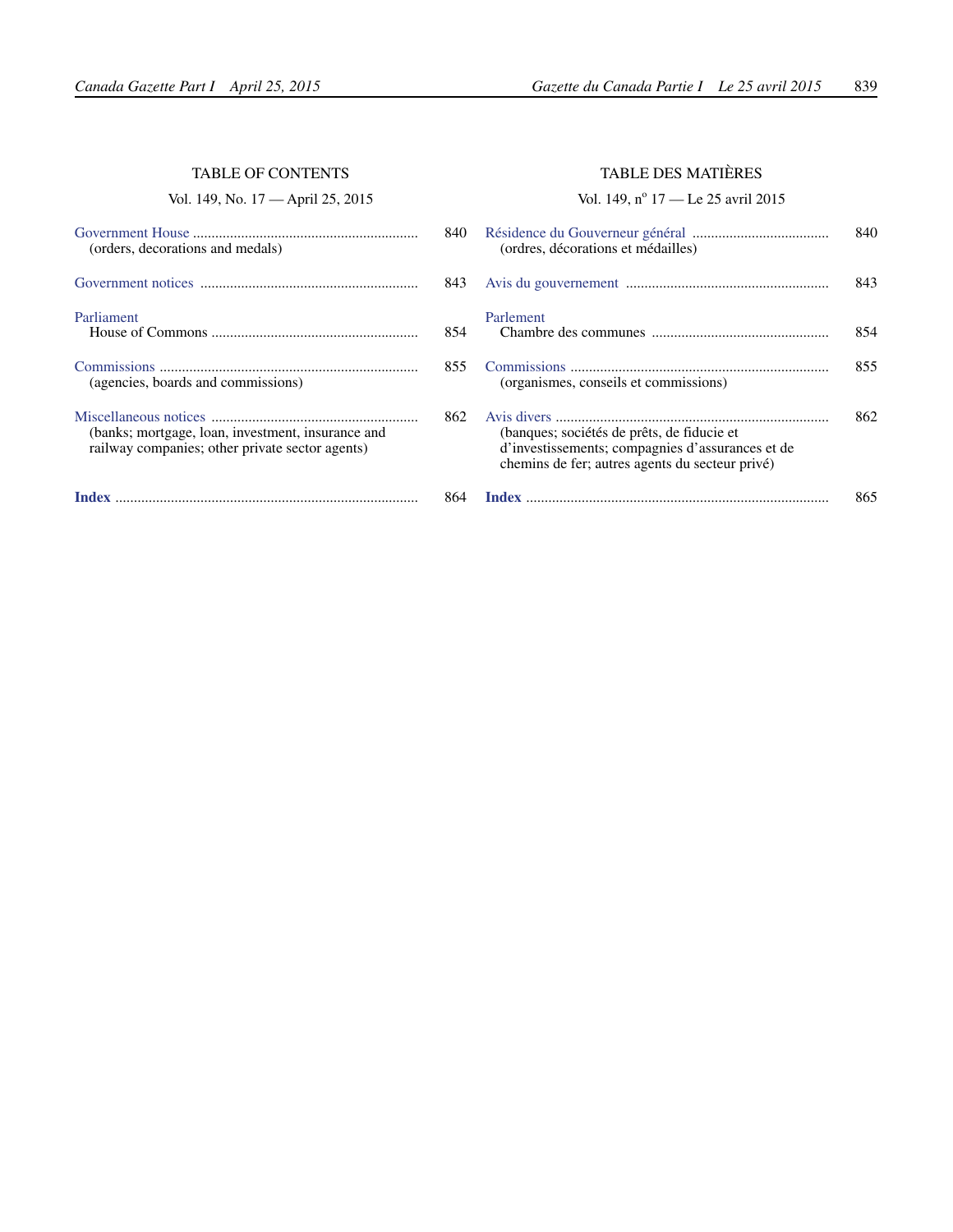## TABLE OF CONTENTS

Vol. 149, No. 17 — April 25, 2015

Government House .............................................................. 840
(orders, decorations and medals)

Government notices .............................................................. 843

Parliament
House of Commons .............................................................. 854

Commissions .............................................................. 855
(agencies, boards and commissions)

Miscellaneous notices .............................................................. 862
(banks; mortgage, loan, investment, insurance and railway companies; other private sector agents)

**Index** .............................................................. 864

## TABLE DES MATIÈRES

Vol. 149, n° 17 — Le 25 avril 2015

Résidence du Gouverneur général .............................................................. 840
(ordres, décorations et médailles)

Avis du gouvernement .............................................................. 843

Parlement
Chambre des communes .............................................................. 854

Commissions .............................................................. 855
(organismes, conseils et commissions)

Avis divers .............................................................. 862
(banques; sociétés de prêts, de fiducie et d'investissements; compagnies d'assurances et de chemins de fer; autres agents du secteur privé)

**Index** .............................................................. 865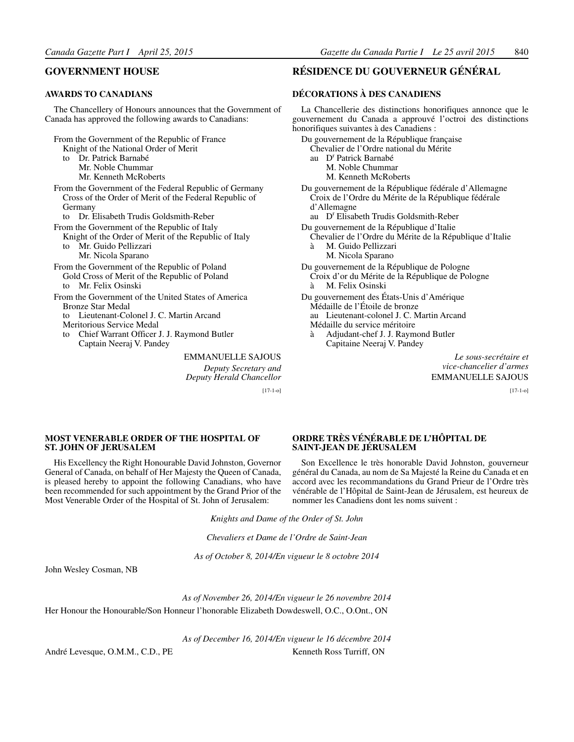## GOVERNMENT HOUSE

### AWARDS TO CANADIANS

The Chancellery of Honours announces that the Government of Canada has approved the following awards to Canadians:

From the Government of the Republic of France
Knight of the National Order of Merit
to Dr. Patrick Barnabé
Mr. Noble Chummar
Mr. Kenneth McRoberts

From the Government of the Federal Republic of Germany
Cross of the Order of Merit of the Federal Republic of Germany
to Dr. Elisabeth Trudis Goldsmith-Reber

From the Government of the Republic of Italy
Knight of the Order of Merit of the Republic of Italy
to Mr. Guido Pellizzari
Mr. Nicola Sparano

From the Government of the Republic of Poland
Gold Cross of Merit of the Republic of Poland
to Mr. Felix Osinski

From the Government of the United States of America
Bronze Star Medal
to Lieutenant-Colonel J. C. Martin Arcand
Meritorious Service Medal
to Chief Warrant Officer J. J. Raymond Butler
Captain Neeraj V. Pandey

EMMANUELLE SAJOUS
*Deputy Secretary and Deputy Herald Chancellor*

[17-1-o]

## RÉSIDENCE DU GOUVERNEUR GÉNÉRAL

### DÉCORATIONS À DES CANADIENS

La Chancellerie des distinctions honorifiques annonce que le gouvernement du Canada a approuvé l'octroi des distinctions honorifiques suivantes à des Canadiens :

Du gouvernement de la République française
Chevalier de l'Ordre national du Mérite
au Dr Patrick Barnabé
M. Noble Chummar
M. Kenneth McRoberts

Du gouvernement de la République fédérale d'Allemagne
Croix de l'Ordre du Mérite de la République fédérale d'Allemagne
au Dr Elisabeth Trudis Goldsmith-Reber

Du gouvernement de la République d'Italie
Chevalier de l'Ordre du Mérite de la République d'Italie
à M. Guido Pellizzari
M. Nicola Sparano

Du gouvernement de la République de Pologne
Croix d'or du Mérite de la République de Pologne
à M. Felix Osinski

Du gouvernement des États-Unis d'Amérique
Médaille de l'Étoile de bronze
au Lieutenant-colonel J. C. Martin Arcand
Médaille du service méritoire
à Adjudant-chef J. J. Raymond Butler
Capitaine Neeraj V. Pandey

*Le sous-secrétaire et vice-chancelier d'armes*
EMMANUELLE SAJOUS

[17-1-o]

### MOST VENERABLE ORDER OF THE HOSPITAL OF ST. JOHN OF JERUSALEM

His Excellency the Right Honourable David Johnston, Governor General of Canada, on behalf of Her Majesty the Queen of Canada, is pleased hereby to appoint the following Canadians, who have been recommended for such appointment by the Grand Prior of the Most Venerable Order of the Hospital of St. John of Jerusalem:

### ORDRE TRÈS VÉNÉRABLE DE L'HÔPITAL DE SAINT-JEAN DE JÉRUSALEM

Son Excellence le très honorable David Johnston, gouverneur général du Canada, au nom de Sa Majesté la Reine du Canada et en accord avec les recommandations du Grand Prieur de l'Ordre très vénérable de l'Hôpital de Saint-Jean de Jérusalem, est heureux de nommer les Canadiens dont les noms suivent :

*Knights and Dame of the Order of St. John*

*Chevaliers et Dame de l'Ordre de Saint-Jean*

*As of October 8, 2014/En vigueur le 8 octobre 2014*

John Wesley Cosman, NB

*As of November 26, 2014/En vigueur le 26 novembre 2014*

Her Honour the Honourable/Son Honneur l'honorable Elizabeth Dowdeswell, O.C., O.Ont., ON

*As of December 16, 2014/En vigueur le 16 décembre 2014*

André Levesque, O.M.M., C.D., PE

Kenneth Ross Turriff, ON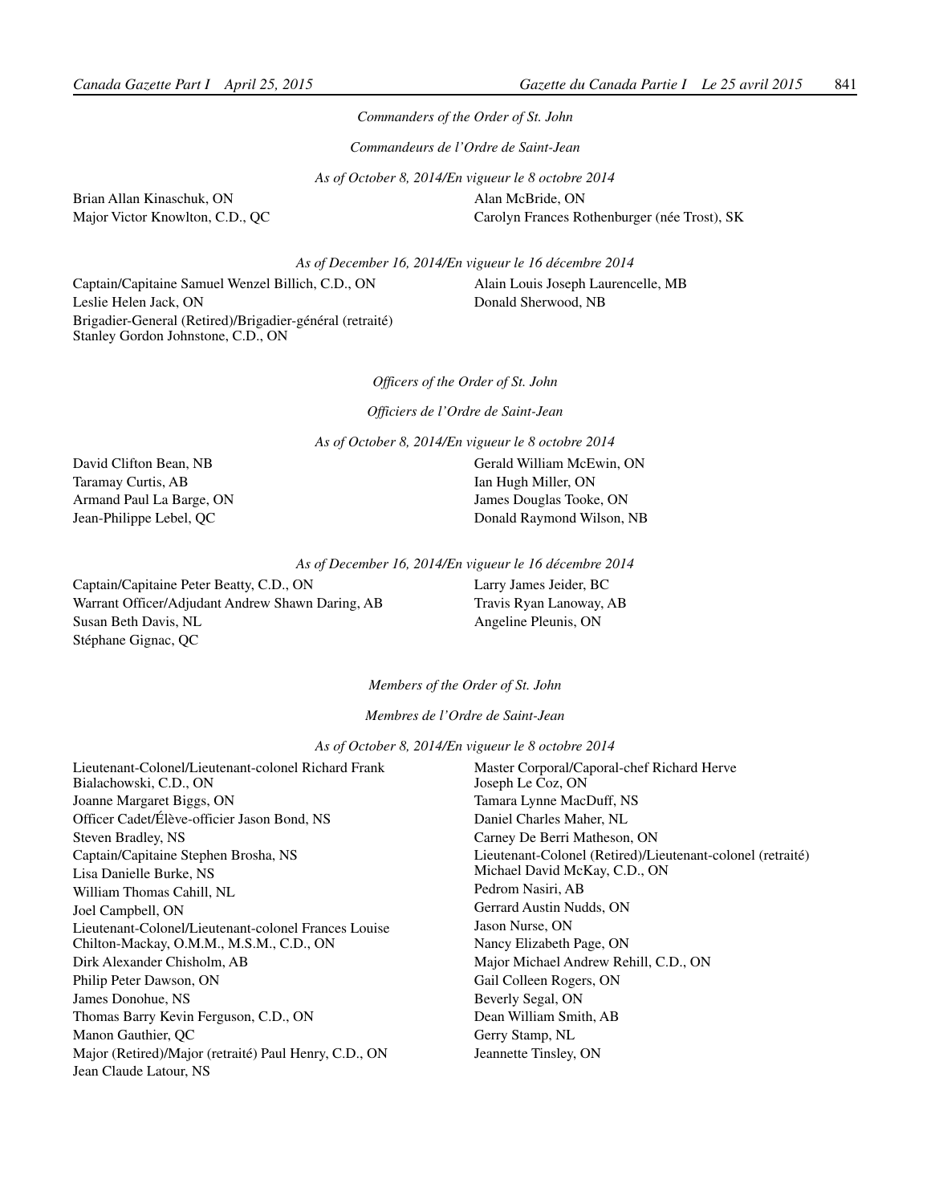*Commanders of the Order of St. John*

*Commandeurs de l'Ordre de Saint-Jean*

*As of October 8, 2014/En vigueur le 8 octobre 2014*

Brian Allan Kinaschuk, ON
Major Victor Knowlton, C.D., QC
Alan McBride, ON
Carolyn Frances Rothenburger (née Trost), SK

*As of December 16, 2014/En vigueur le 16 décembre 2014*

Captain/Capitaine Samuel Wenzel Billich, C.D., ON
Leslie Helen Jack, ON
Brigadier-General (Retired)/Brigadier-général (retraité) Stanley Gordon Johnstone, C.D., ON
Alain Louis Joseph Laurencelle, MB
Donald Sherwood, NB

*Officers of the Order of St. John*

*Officiers de l'Ordre de Saint-Jean*

*As of October 8, 2014/En vigueur le 8 octobre 2014*

David Clifton Bean, NB
Taramay Curtis, AB
Armand Paul La Barge, ON
Jean-Philippe Lebel, QC
Gerald William McEwin, ON
Ian Hugh Miller, ON
James Douglas Tooke, ON
Donald Raymond Wilson, NB

*As of December 16, 2014/En vigueur le 16 décembre 2014*

Captain/Capitaine Peter Beatty, C.D., ON
Warrant Officer/Adjudant Andrew Shawn Daring, AB
Susan Beth Davis, NL
Stéphane Gignac, QC
Larry James Jeider, BC
Travis Ryan Lanoway, AB
Angeline Pleunis, ON

*Members of the Order of St. John*

*Membres de l'Ordre de Saint-Jean*

*As of October 8, 2014/En vigueur le 8 octobre 2014*

Lieutenant-Colonel/Lieutenant-colonel Richard Frank Bialachowski, C.D., ON
Joanne Margaret Biggs, ON
Officer Cadet/Élève-officier Jason Bond, NS
Steven Bradley, NS
Captain/Capitaine Stephen Brosha, NS
Lisa Danielle Burke, NS
William Thomas Cahill, NL
Joel Campbell, ON
Lieutenant-Colonel/Lieutenant-colonel Frances Louise Chilton-Mackay, O.M.M., M.S.M., C.D., ON
Dirk Alexander Chisholm, AB
Philip Peter Dawson, ON
James Donohue, NS
Thomas Barry Kevin Ferguson, C.D., ON
Manon Gauthier, QC
Major (Retired)/Major (retraité) Paul Henry, C.D., ON
Jean Claude Latour, NS
Master Corporal/Caporal-chef Richard Herve Joseph Le Coz, ON
Tamara Lynne MacDuff, NS
Daniel Charles Maher, NL
Carney De Berri Matheson, ON
Lieutenant-Colonel (Retired)/Lieutenant-colonel (retraité) Michael David McKay, C.D., ON
Pedrom Nasiri, AB
Gerrard Austin Nudds, ON
Jason Nurse, ON
Nancy Elizabeth Page, ON
Major Michael Andrew Rehill, C.D., ON
Gail Colleen Rogers, ON
Beverly Segal, ON
Dean William Smith, AB
Gerry Stamp, NL
Jeannette Tinsley, ON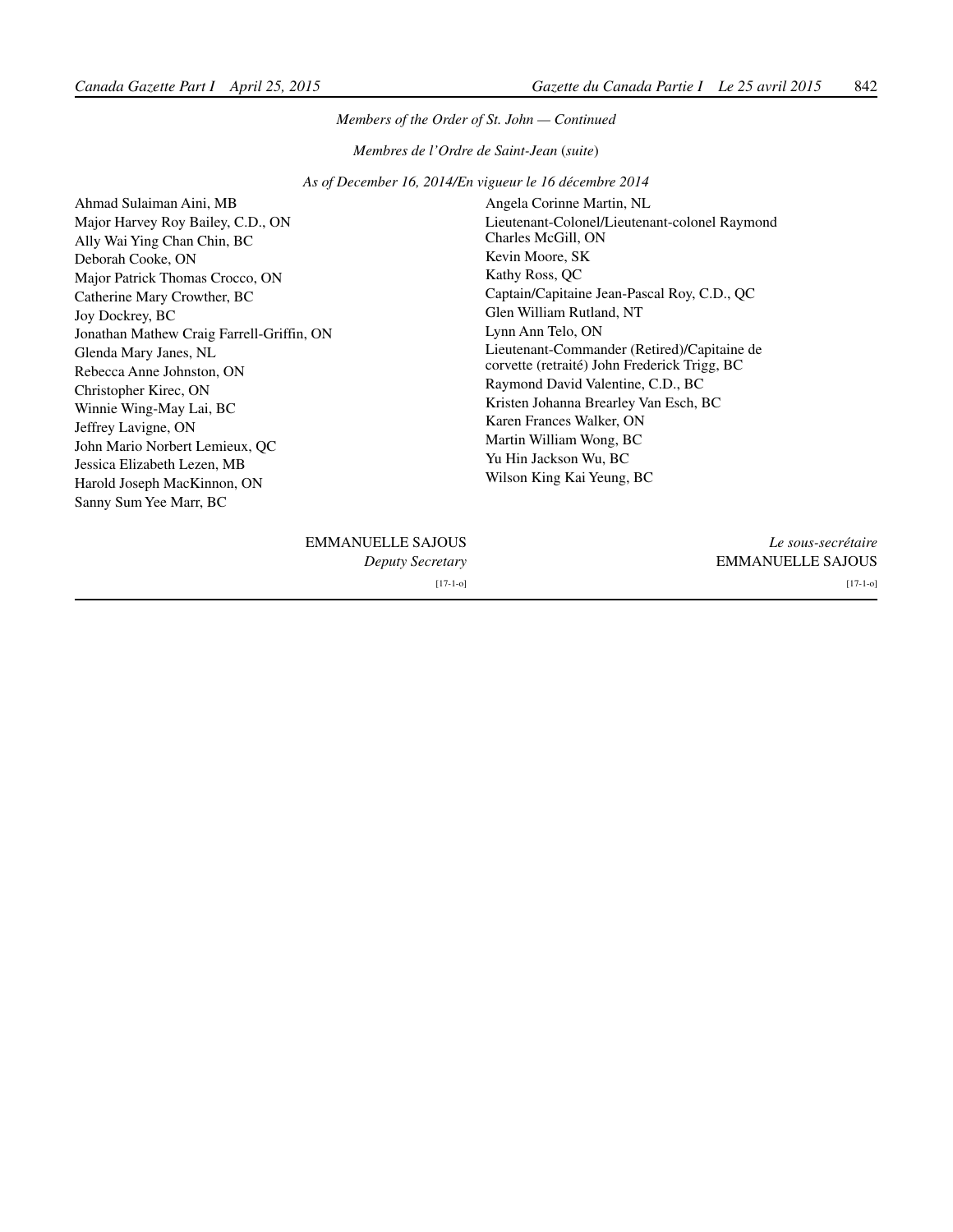*Members of the Order of St. John — Continued*

*Membres de l'Ordre de Saint-Jean (suite)*

*As of December 16, 2014/En vigueur le 16 décembre 2014*

Ahmad Sulaiman Aini, MB
Major Harvey Roy Bailey, C.D., ON
Ally Wai Ying Chan Chin, BC
Deborah Cooke, ON
Major Patrick Thomas Crocco, ON
Catherine Mary Crowther, BC
Joy Dockrey, BC
Jonathan Mathew Craig Farrell-Griffin, ON
Glenda Mary Janes, NL
Rebecca Anne Johnston, ON
Christopher Kirec, ON
Winnie Wing-May Lai, BC
Jeffrey Lavigne, ON
John Mario Norbert Lemieux, QC
Jessica Elizabeth Lezen, MB
Harold Joseph MacKinnon, ON
Sanny Sum Yee Marr, BC
Angela Corinne Martin, NL
Lieutenant-Colonel/Lieutenant-colonel Raymond Charles McGill, ON
Kevin Moore, SK
Kathy Ross, QC
Captain/Capitaine Jean-Pascal Roy, C.D., QC
Glen William Rutland, NT
Lynn Ann Telo, ON
Lieutenant-Commander (Retired)/Capitaine de corvette (retraité) John Frederick Trigg, BC
Raymond David Valentine, C.D., BC
Kristen Johanna Brearley Van Esch, BC
Karen Frances Walker, ON
Martin William Wong, BC
Yu Hin Jackson Wu, BC
Wilson King Kai Yeung, BC

EMMANUELLE SAJOUS
*Deputy Secretary*

*Le sous-secrétaire*
EMMANUELLE SAJOUS

[17-1-o]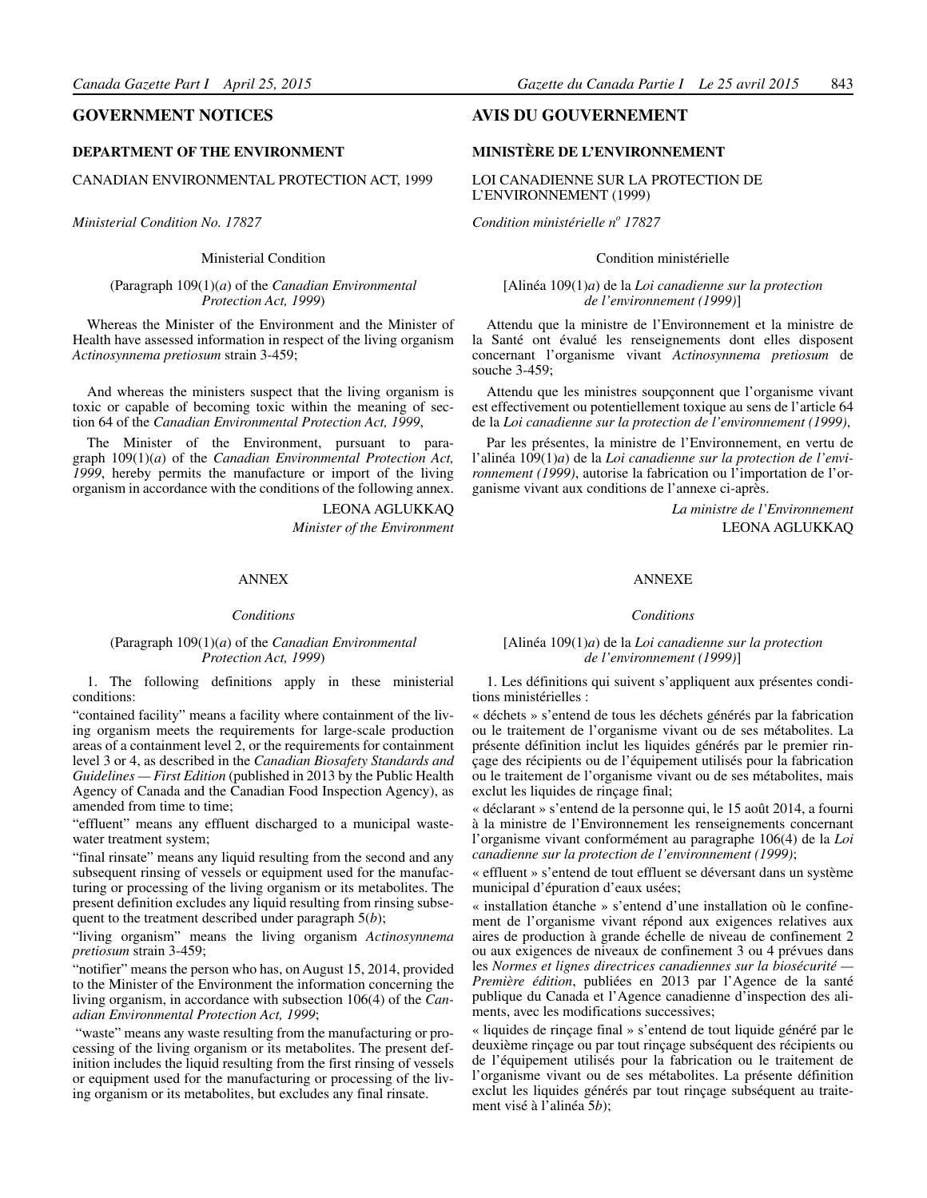## GOVERNMENT NOTICES

### DEPARTMENT OF THE ENVIRONMENT

CANADIAN ENVIRONMENTAL PROTECTION ACT, 1999

*Ministerial Condition No. 17827*

Ministerial Condition

(Paragraph 109(1)(*a*) of the *Canadian Environmental Protection Act, 1999*)

Whereas the Minister of the Environment and the Minister of Health have assessed information in respect of the living organism *Actinosynnema pretiosum* strain 3-459;

And whereas the ministers suspect that the living organism is toxic or capable of becoming toxic within the meaning of section 64 of the *Canadian Environmental Protection Act, 1999*,

The Minister of the Environment, pursuant to paragraph 109(1)(*a*) of the *Canadian Environmental Protection Act, 1999*, hereby permits the manufacture or import of the living organism in accordance with the conditions of the following annex.

LEONA AGLUKKAQ
*Minister of the Environment*

ANNEX

*Conditions*

(Paragraph 109(1)(*a*) of the *Canadian Environmental Protection Act, 1999*)

1. The following definitions apply in these ministerial conditions:

"contained facility" means a facility where containment of the living organism meets the requirements for large-scale production areas of a containment level 2, or the requirements for containment level 3 or 4, as described in the *Canadian Biosafety Standards and Guidelines — First Edition* (published in 2013 by the Public Health Agency of Canada and the Canadian Food Inspection Agency), as amended from time to time;

"effluent" means any effluent discharged to a municipal wastewater treatment system;

"final rinsate" means any liquid resulting from the second and any subsequent rinsing of vessels or equipment used for the manufacturing or processing of the living organism or its metabolites. The present definition excludes any liquid resulting from rinsing subsequent to the treatment described under paragraph 5(*b*);

"living organism" means the living organism *Actinosynnema pretiosum* strain 3-459;

"notifier" means the person who has, on August 15, 2014, provided to the Minister of the Environment the information concerning the living organism, in accordance with subsection 106(4) of the *Canadian Environmental Protection Act, 1999*;

"waste" means any waste resulting from the manufacturing or processing of the living organism or its metabolites. The present definition includes the liquid resulting from the first rinsing of vessels or equipment used for the manufacturing or processing of the living organism or its metabolites, but excludes any final rinsate.

## AVIS DU GOUVERNEMENT

### MINISTÈRE DE L'ENVIRONNEMENT

LOI CANADIENNE SUR LA PROTECTION DE L'ENVIRONNEMENT (1999)

*Condition ministérielle n° 17827*

Condition ministérielle

[Alinéa 109(1)*a*) de la *Loi canadienne sur la protection de l'environnement (1999)*]

Attendu que la ministre de l'Environnement et la ministre de la Santé ont évalué les renseignements dont elles disposent concernant l'organisme vivant *Actinosynnema pretiosum* de souche 3-459;

Attendu que les ministres soupçonnent que l'organisme vivant est effectivement ou potentiellement toxique au sens de l'article 64 de la *Loi canadienne sur la protection de l'environnement (1999)*,

Par les présentes, la ministre de l'Environnement, en vertu de l'alinéa 109(1)*a*) de la *Loi canadienne sur la protection de l'environnement (1999)*, autorise la fabrication ou l'importation de l'organisme vivant aux conditions de l'annexe ci-après.

*La ministre de l'Environnement*
LEONA AGLUKKAQ

ANNEXE

*Conditions*

[Alinéa 109(1)*a*) de la *Loi canadienne sur la protection de l'environnement (1999)*]

1. Les définitions qui suivent s'appliquent aux présentes conditions ministérielles :

« déchets » s'entend de tous les déchets générés par la fabrication ou le traitement de l'organisme vivant ou de ses métabolites. La présente définition inclut les liquides générés par le premier rinçage des récipients ou de l'équipement utilisés pour la fabrication ou le traitement de l'organisme vivant ou de ses métabolites, mais exclut les liquides de rinçage final;

« déclarant » s'entend de la personne qui, le 15 août 2014, a fourni à la ministre de l'Environnement les renseignements concernant l'organisme vivant conformément au paragraphe 106(4) de la *Loi canadienne sur la protection de l'environnement (1999)*;

« effluent » s'entend de tout effluent se déversant dans un système municipal d'épuration d'eaux usées;

« installation étanche » s'entend d'une installation où le confinement de l'organisme vivant répond aux exigences relatives aux aires de production à grande échelle de niveau de confinement 2 ou aux exigences de niveaux de confinement 3 ou 4 prévues dans les *Normes et lignes directrices canadiennes sur la biosécurité — Première édition*, publiées en 2013 par l'Agence de la santé publique du Canada et l'Agence canadienne d'inspection des aliments, avec les modifications successives;

« liquides de rinçage final » s'entend de tout liquide généré par le deuxième rinçage ou par tout rinçage subséquent des récipients ou de l'équipement utilisés pour la fabrication ou le traitement de l'organisme vivant ou de ses métabolites. La présente définition exclut les liquides générés par tout rinçage subséquent au traitement visé à l'alinéa 5*b*);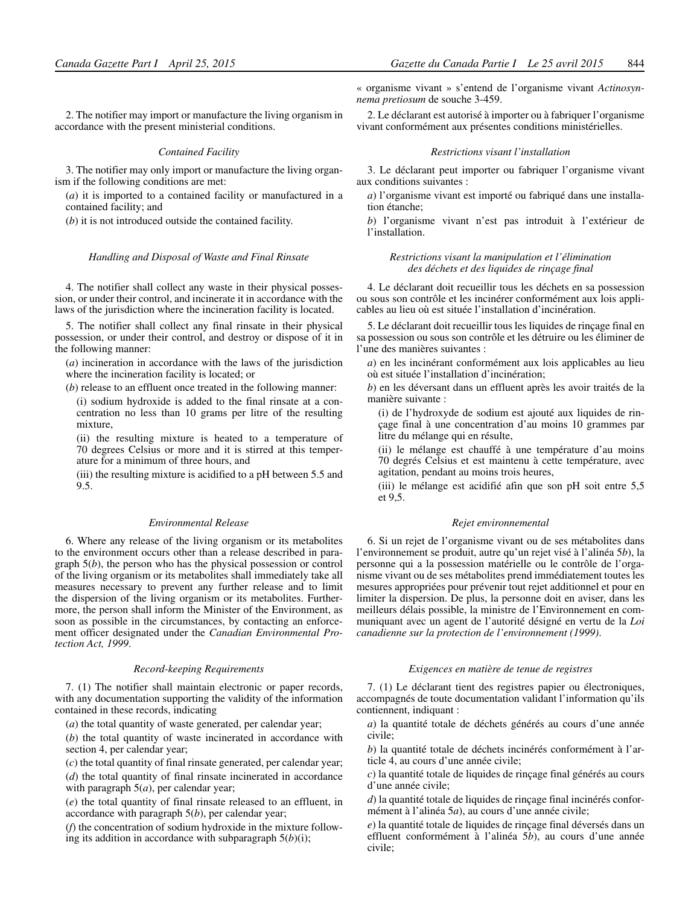2. The notifier may import or manufacture the living organism in accordance with the present ministerial conditions.

*Contained Facility*

3. The notifier may only import or manufacture the living organism if the following conditions are met:

(*a*) it is imported to a contained facility or manufactured in a contained facility; and

(*b*) it is not introduced outside the contained facility.

*Handling and Disposal of Waste and Final Rinsate*

4. The notifier shall collect any waste in their physical possession, or under their control, and incinerate it in accordance with the laws of the jurisdiction where the incineration facility is located.

5. The notifier shall collect any final rinsate in their physical possession, or under their control, and destroy or dispose of it in the following manner:

(*a*) incineration in accordance with the laws of the jurisdiction where the incineration facility is located; or

(*b*) release to an effluent once treated in the following manner:

(i) sodium hydroxide is added to the final rinsate at a concentration no less than 10 grams per litre of the resulting mixture,

(ii) the resulting mixture is heated to a temperature of 70 degrees Celsius or more and it is stirred at this temperature for a minimum of three hours, and

(iii) the resulting mixture is acidified to a pH between 5.5 and 9.5.

*Environmental Release*

6. Where any release of the living organism or its metabolites to the environment occurs other than a release described in paragraph 5(*b*), the person who has the physical possession or control of the living organism or its metabolites shall immediately take all measures necessary to prevent any further release and to limit the dispersion of the living organism or its metabolites. Furthermore, the person shall inform the Minister of the Environment, as soon as possible in the circumstances, by contacting an enforcement officer designated under the *Canadian Environmental Protection Act, 1999*.

*Record-keeping Requirements*

7. (1) The notifier shall maintain electronic or paper records, with any documentation supporting the validity of the information contained in these records, indicating

(*a*) the total quantity of waste generated, per calendar year;

(*b*) the total quantity of waste incinerated in accordance with section 4, per calendar year;

(*c*) the total quantity of final rinsate generated, per calendar year;

(*d*) the total quantity of final rinsate incinerated in accordance with paragraph 5(*a*), per calendar year;

(*e*) the total quantity of final rinsate released to an effluent, in accordance with paragraph 5(*b*), per calendar year;

(*f*) the concentration of sodium hydroxide in the mixture following its addition in accordance with subparagraph 5(*b*)(i);

« organisme vivant » s'entend de l'organisme vivant *Actinosynnema pretiosum* de souche 3-459.

2. Le déclarant est autorisé à importer ou à fabriquer l'organisme vivant conformément aux présentes conditions ministérielles.

*Restrictions visant l'installation*

3. Le déclarant peut importer ou fabriquer l'organisme vivant aux conditions suivantes :

*a*) l'organisme vivant est importé ou fabriqué dans une installation étanche;

*b*) l'organisme vivant n'est pas introduit à l'extérieur de l'installation.

*Restrictions visant la manipulation et l'élimination des déchets et des liquides de rinçage final*

4. Le déclarant doit recueillir tous les déchets en sa possession ou sous son contrôle et les incinérer conformément aux lois applicables au lieu où est située l'installation d'incinération.

5. Le déclarant doit recueillir tous les liquides de rinçage final en sa possession ou sous son contrôle et les détruire ou les éliminer de l'une des manières suivantes :

*a*) en les incinérant conformément aux lois applicables au lieu où est située l'installation d'incinération;

*b*) en les déversant dans un effluent après les avoir traités de la manière suivante :

(i) de l'hydroxyde de sodium est ajouté aux liquides de rinçage final à une concentration d'au moins 10 grammes par litre du mélange qui en résulte,

(ii) le mélange est chauffé à une température d'au moins 70 degrés Celsius et est maintenu à cette température, avec agitation, pendant au moins trois heures,

(iii) le mélange est acidifié afin que son pH soit entre 5,5 et 9,5.

*Rejet environnemental*

6. Si un rejet de l'organisme vivant ou de ses métabolites dans l'environnement se produit, autre qu'un rejet visé à l'alinéa 5*b*), la personne qui a la possession matérielle ou le contrôle de l'organisme vivant ou de ses métabolites prend immédiatement toutes les mesures appropriées pour prévenir tout rejet additionnel et pour en limiter la dispersion. De plus, la personne doit en aviser, dans les meilleurs délais possible, la ministre de l'Environnement en communiquant avec un agent de l'autorité désigné en vertu de la *Loi canadienne sur la protection de l'environnement (1999)*.

*Exigences en matière de tenue de registres*

7. (1) Le déclarant tient des registres papier ou électroniques, accompagnés de toute documentation validant l'information qu'ils contiennent, indiquant :

*a*) la quantité totale de déchets générés au cours d'une année civile;

*b*) la quantité totale de déchets incinérés conformément à l'article 4, au cours d'une année civile;

*c*) la quantité totale de liquides de rinçage final générés au cours d'une année civile;

*d*) la quantité totale de liquides de rinçage final incinérés conformément à l'alinéa 5*a*), au cours d'une année civile;

*e*) la quantité totale de liquides de rinçage final déversés dans un effluent conformément à l'alinéa 5*b*), au cours d'une année civile;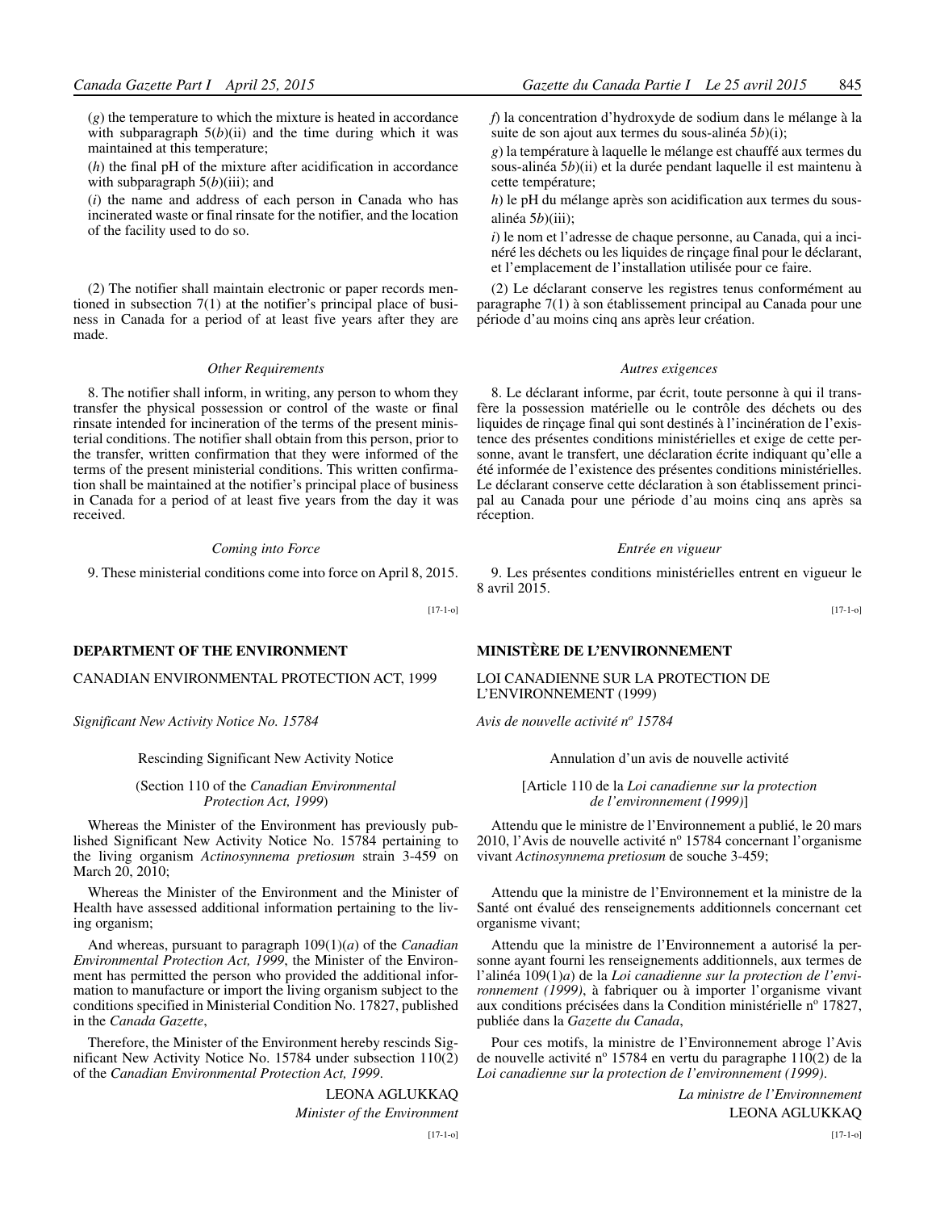(*g*) the temperature to which the mixture is heated in accordance with subparagraph 5(*b*)(ii) and the time during which it was maintained at this temperature;

(*h*) the final pH of the mixture after acidification in accordance with subparagraph 5(*b*)(iii); and

(*i*) the name and address of each person in Canada who has incinerated waste or final rinsate for the notifier, and the location of the facility used to do so.

(2) The notifier shall maintain electronic or paper records mentioned in subsection 7(1) at the notifier's principal place of business in Canada for a period of at least five years after they are made.

*Other Requirements*

8. The notifier shall inform, in writing, any person to whom they transfer the physical possession or control of the waste or final rinsate intended for incineration of the terms of the present ministerial conditions. The notifier shall obtain from this person, prior to the transfer, written confirmation that they were informed of the terms of the present ministerial conditions. This written confirmation shall be maintained at the notifier's principal place of business in Canada for a period of at least five years from the day it was received.

*Coming into Force*

9. These ministerial conditions come into force on April 8, 2015.

[17-1-o]

*f*) la concentration d'hydroxyde de sodium dans le mélange à la suite de son ajout aux termes du sous-alinéa 5*b*)(i);

*g*) la température à laquelle le mélange est chauffé aux termes du sous-alinéa 5*b*)(ii) et la durée pendant laquelle il est maintenu à cette température;

*h*) le pH du mélange après son acidification aux termes du sous-alinéa 5*b*)(iii);

*i*) le nom et l'adresse de chaque personne, au Canada, qui a incinéré les déchets ou les liquides de rinçage final pour le déclarant, et l'emplacement de l'installation utilisée pour ce faire.

(2) Le déclarant conserve les registres tenus conformément au paragraphe 7(1) à son établissement principal au Canada pour une période d'au moins cinq ans après leur création.

*Autres exigences*

8. Le déclarant informe, par écrit, toute personne à qui il transfère la possession matérielle ou le contrôle des déchets ou des liquides de rinçage final qui sont destinés à l'incinération de l'existence des présentes conditions ministérielles et exige de cette personne, avant le transfert, une déclaration écrite indiquant qu'elle a été informée de l'existence des présentes conditions ministérielles. Le déclarant conserve cette déclaration à son établissement principal au Canada pour une période d'au moins cinq ans après sa réception.

*Entrée en vigueur*

9. Les présentes conditions ministérielles entrent en vigueur le 8 avril 2015.

[17-1-o]

**DEPARTMENT OF THE ENVIRONMENT**

CANADIAN ENVIRONMENTAL PROTECTION ACT, 1999

*Significant New Activity Notice No. 15784*

Rescinding Significant New Activity Notice

(Section 110 of the *Canadian Environmental Protection Act, 1999*)

Whereas the Minister of the Environment has previously published Significant New Activity Notice No. 15784 pertaining to the living organism *Actinosynnema pretiosum* strain 3-459 on March 20, 2010;

Whereas the Minister of the Environment and the Minister of Health have assessed additional information pertaining to the living organism;

And whereas, pursuant to paragraph 109(1)(*a*) of the *Canadian Environmental Protection Act, 1999*, the Minister of the Environment has permitted the person who provided the additional information to manufacture or import the living organism subject to the conditions specified in Ministerial Condition No. 17827, published in the *Canada Gazette*,

Therefore, the Minister of the Environment hereby rescinds Significant New Activity Notice No. 15784 under subsection 110(2) of the *Canadian Environmental Protection Act, 1999*.

LEONA AGLUKKAQ
*Minister of the Environment*

[17-1-o]

**MINISTÈRE DE L'ENVIRONNEMENT**

LOI CANADIENNE SUR LA PROTECTION DE L'ENVIRONNEMENT (1999)

*Avis de nouvelle activité nº 15784*

Annulation d'un avis de nouvelle activité

[Article 110 de la *Loi canadienne sur la protection de l'environnement (1999)*]

Attendu que le ministre de l'Environnement a publié, le 20 mars 2010, l'Avis de nouvelle activité nº 15784 concernant l'organisme vivant *Actinosynnema pretiosum* de souche 3-459;

Attendu que la ministre de l'Environnement et la ministre de la Santé ont évalué des renseignements additionnels concernant cet organisme vivant;

Attendu que la ministre de l'Environnement a autorisé la personne ayant fourni les renseignements additionnels, aux termes de l'alinéa 109(1)*a*) de la *Loi canadienne sur la protection de l'environnement (1999)*, à fabriquer ou à importer l'organisme vivant aux conditions précisées dans la Condition ministérielle nº 17827, publiée dans la *Gazette du Canada*,

Pour ces motifs, la ministre de l'Environnement abroge l'Avis de nouvelle activité nº 15784 en vertu du paragraphe 110(2) de la *Loi canadienne sur la protection de l'environnement (1999)*.

*La ministre de l'Environnement*
LEONA AGLUKKAQ

[17-1-o]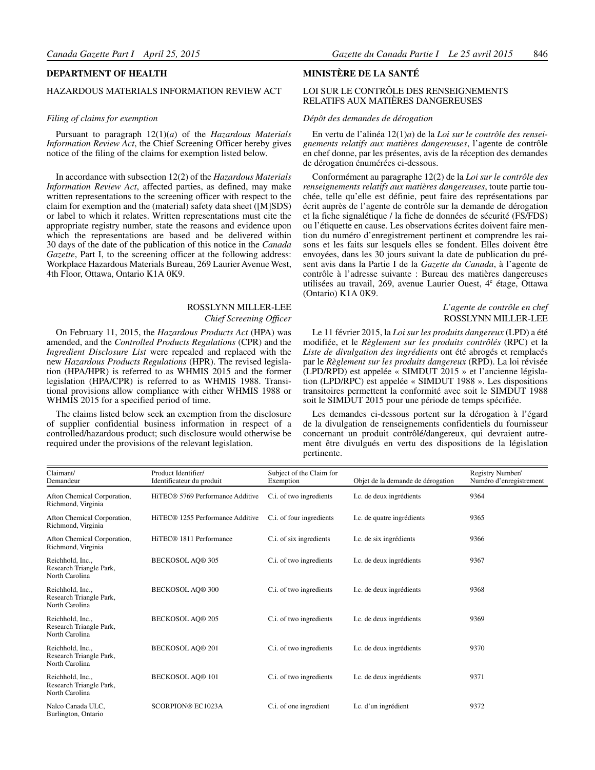## DEPARTMENT OF HEALTH

### HAZARDOUS MATERIALS INFORMATION REVIEW ACT

*Filing of claims for exemption*

Pursuant to paragraph 12(1)(*a*) of the *Hazardous Materials Information Review Act*, the Chief Screening Officer hereby gives notice of the filing of the claims for exemption listed below.

In accordance with subsection 12(2) of the *Hazardous Materials Information Review Act*, affected parties, as defined, may make written representations to the screening officer with respect to the claim for exemption and the (material) safety data sheet ([M]SDS) or label to which it relates. Written representations must cite the appropriate registry number, state the reasons and evidence upon which the representations are based and be delivered within 30 days of the date of the publication of this notice in the *Canada Gazette*, Part I, to the screening officer at the following address: Workplace Hazardous Materials Bureau, 269 Laurier Avenue West, 4th Floor, Ottawa, Ontario K1A 0K9.

ROSSLYNN MILLER-LEE
*Chief Screening Officer*

On February 11, 2015, the *Hazardous Products Act* (HPA) was amended, and the *Controlled Products Regulations* (CPR) and the *Ingredient Disclosure List* were repealed and replaced with the new *Hazardous Products Regulations* (HPR). The revised legislation (HPA/HPR) is referred to as WHMIS 2015 and the former legislation (HPA/CPR) is referred to as WHMIS 1988. Transitional provisions allow compliance with either WHMIS 1988 or WHMIS 2015 for a specified period of time.

The claims listed below seek an exemption from the disclosure of supplier confidential business information in respect of a controlled/hazardous product; such disclosure would otherwise be required under the provisions of the relevant legislation.

## MINISTÈRE DE LA SANTÉ

### LOI SUR LE CONTRÔLE DES RENSEIGNEMENTS RELATIFS AUX MATIÈRES DANGEREUSES

*Dépôt des demandes de dérogation*

En vertu de l'alinéa 12(1)*a*) de la *Loi sur le contrôle des renseignements relatifs aux matières dangereuses*, l'agente de contrôle en chef donne, par les présentes, avis de la réception des demandes de dérogation énumérées ci-dessous.

Conformément au paragraphe 12(2) de la *Loi sur le contrôle des renseignements relatifs aux matières dangereuses*, toute partie touchée, telle qu'elle est définie, peut faire des représentations par écrit auprès de l'agente de contrôle sur la demande de dérogation et la fiche signalétique / la fiche de données de sécurité (FS/FDS) ou l'étiquette en cause. Les observations écrites doivent faire mention du numéro d'enregistrement pertinent et comprendre les raisons et les faits sur lesquels elles se fondent. Elles doivent être envoyées, dans les 30 jours suivant la date de publication du présent avis dans la Partie I de la *Gazette du Canada*, à l'agente de contrôle à l'adresse suivante : Bureau des matières dangereuses utilisées au travail, 269, avenue Laurier Ouest, 4e étage, Ottawa (Ontario) K1A 0K9.

*L'agente de contrôle en chef*
ROSSLYNN MILLER-LEE

Le 11 février 2015, la *Loi sur les produits dangereux* (LPD) a été modifiée, et le *Règlement sur les produits contrôlés* (RPC) et la *Liste de divulgation des ingrédients* ont été abrogés et remplacés par le *Règlement sur les produits dangereux* (RPD). La loi révisée (LPD/RPD) est appelée « SIMDUT 2015 » et l'ancienne législation (LPD/RPC) est appelée « SIMDUT 1988 ». Les dispositions transitoires permettent la conformité avec soit le SIMDUT 1988 soit le SIMDUT 2015 pour une période de temps spécifiée.

Les demandes ci-dessous portent sur la dérogation à l'égard de la divulgation de renseignements confidentiels du fournisseur concernant un produit contrôlé/dangereux, qui devraient autrement être divulgués en vertu des dispositions de la législation pertinente.

| Claimant/ Demandeur | Product Identifier/ Identificateur du produit | Subject of the Claim for Exemption | Objet de la demande de dérogation | Registry Number/ Numéro d'enregistrement |
|---|---|---|---|---|
| Afton Chemical Corporation, Richmond, Virginia | HiTEC® 5769 Performance Additive | C.i. of two ingredients | I.c. de deux ingrédients | 9364 |
| Afton Chemical Corporation, Richmond, Virginia | HiTEC® 1255 Performance Additive | C.i. of four ingredients | I.c. de quatre ingrédients | 9365 |
| Afton Chemical Corporation, Richmond, Virginia | HiTEC® 1811 Performance | C.i. of six ingredients | I.c. de six ingrédients | 9366 |
| Reichhold, Inc., Research Triangle Park, North Carolina | BECKOSOL AQ® 305 | C.i. of two ingredients | I.c. de deux ingrédients | 9367 |
| Reichhold, Inc., Research Triangle Park, North Carolina | BECKOSOL AQ® 300 | C.i. of two ingredients | I.c. de deux ingrédients | 9368 |
| Reichhold, Inc., Research Triangle Park, North Carolina | BECKOSOL AQ® 205 | C.i. of two ingredients | I.c. de deux ingrédients | 9369 |
| Reichhold, Inc., Research Triangle Park, North Carolina | BECKOSOL AQ® 201 | C.i. of two ingredients | I.c. de deux ingrédients | 9370 |
| Reichhold, Inc., Research Triangle Park, North Carolina | BECKOSOL AQ® 101 | C.i. of two ingredients | I.c. de deux ingrédients | 9371 |
| Nalco Canada ULC, Burlington, Ontario | SCORPION® EC1023A | C.i. of one ingredient | I.c. d'un ingrédient | 9372 |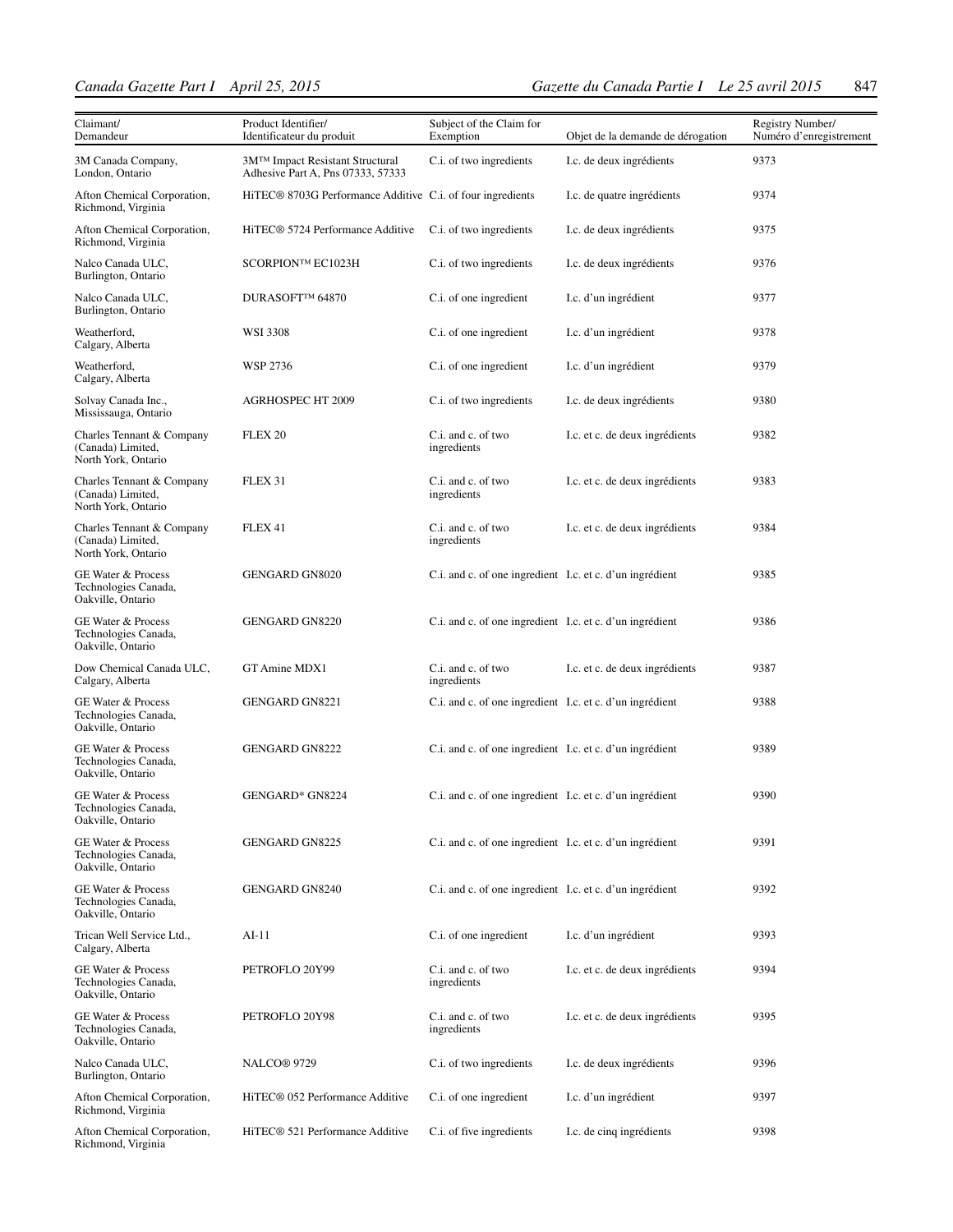| Claimant/ Demandeur | Product Identifier/ Identificateur du produit | Subject of the Claim for Exemption | Objet de la demande de dérogation | Registry Number/ Numéro d'enregistrement |
|---|---|---|---|---|
| 3M Canada Company, London, Ontario | 3M™ Impact Resistant Structural Adhesive Part A, Pns 07333, 57333 | C.i. of two ingredients | I.c. de deux ingrédients | 9373 |
| Afton Chemical Corporation, Richmond, Virginia | HiTEC® 8703G Performance Additive | C.i. of four ingredients | I.c. de quatre ingrédients | 9374 |
| Afton Chemical Corporation, Richmond, Virginia | HiTEC® 5724 Performance Additive | C.i. of two ingredients | I.c. de deux ingrédients | 9375 |
| Nalco Canada ULC, Burlington, Ontario | SCORPION™ EC1023H | C.i. of two ingredients | I.c. de deux ingrédients | 9376 |
| Nalco Canada ULC, Burlington, Ontario | DURASOFT™ 64870 | C.i. of one ingredient | I.c. d'un ingrédient | 9377 |
| Weatherford, Calgary, Alberta | WSI 3308 | C.i. of one ingredient | I.c. d'un ingrédient | 9378 |
| Weatherford, Calgary, Alberta | WSP 2736 | C.i. of one ingredient | I.c. d'un ingrédient | 9379 |
| Solvay Canada Inc., Mississauga, Ontario | AGRHOSPEC HT 2009 | C.i. of two ingredients | I.c. de deux ingrédients | 9380 |
| Charles Tennant & Company (Canada) Limited, North York, Ontario | FLEX 20 | C.i. and c. of two ingredients | I.c. et c. de deux ingrédients | 9382 |
| Charles Tennant & Company (Canada) Limited, North York, Ontario | FLEX 31 | C.i. and c. of two ingredients | I.c. et c. de deux ingrédients | 9383 |
| Charles Tennant & Company (Canada) Limited, North York, Ontario | FLEX 41 | C.i. and c. of two ingredients | I.c. et c. de deux ingrédients | 9384 |
| GE Water & Process Technologies Canada, Oakville, Ontario | GENGARD GN8020 | C.i. and c. of one ingredient | I.c. et c. d'un ingrédient | 9385 |
| GE Water & Process Technologies Canada, Oakville, Ontario | GENGARD GN8220 | C.i. and c. of one ingredient | I.c. et c. d'un ingrédient | 9386 |
| Dow Chemical Canada ULC, Calgary, Alberta | GT Amine MDX1 | C.i. and c. of two ingredients | I.c. et c. de deux ingrédients | 9387 |
| GE Water & Process Technologies Canada, Oakville, Ontario | GENGARD GN8221 | C.i. and c. of one ingredient | I.c. et c. d'un ingrédient | 9388 |
| GE Water & Process Technologies Canada, Oakville, Ontario | GENGARD GN8222 | C.i. and c. of one ingredient | I.c. et c. d'un ingrédient | 9389 |
| GE Water & Process Technologies Canada, Oakville, Ontario | GENGARD* GN8224 | C.i. and c. of one ingredient | I.c. et c. d'un ingrédient | 9390 |
| GE Water & Process Technologies Canada, Oakville, Ontario | GENGARD GN8225 | C.i. and c. of one ingredient | I.c. et c. d'un ingrédient | 9391 |
| GE Water & Process Technologies Canada, Oakville, Ontario | GENGARD GN8240 | C.i. and c. of one ingredient | I.c. et c. d'un ingrédient | 9392 |
| Trican Well Service Ltd., Calgary, Alberta | AI-11 | C.i. of one ingredient | I.c. d'un ingrédient | 9393 |
| GE Water & Process Technologies Canada, Oakville, Ontario | PETROFLO 20Y99 | C.i. and c. of two ingredients | I.c. et c. de deux ingrédients | 9394 |
| GE Water & Process Technologies Canada, Oakville, Ontario | PETROFLO 20Y98 | C.i. and c. of two ingredients | I.c. et c. de deux ingrédients | 9395 |
| Nalco Canada ULC, Burlington, Ontario | NALCO® 9729 | C.i. of two ingredients | I.c. de deux ingrédients | 9396 |
| Afton Chemical Corporation, Richmond, Virginia | HiTEC® 052 Performance Additive | C.i. of one ingredient | I.c. d'un ingrédient | 9397 |
| Afton Chemical Corporation, Richmond, Virginia | HiTEC® 521 Performance Additive | C.i. of five ingredients | I.c. de cinq ingrédients | 9398 |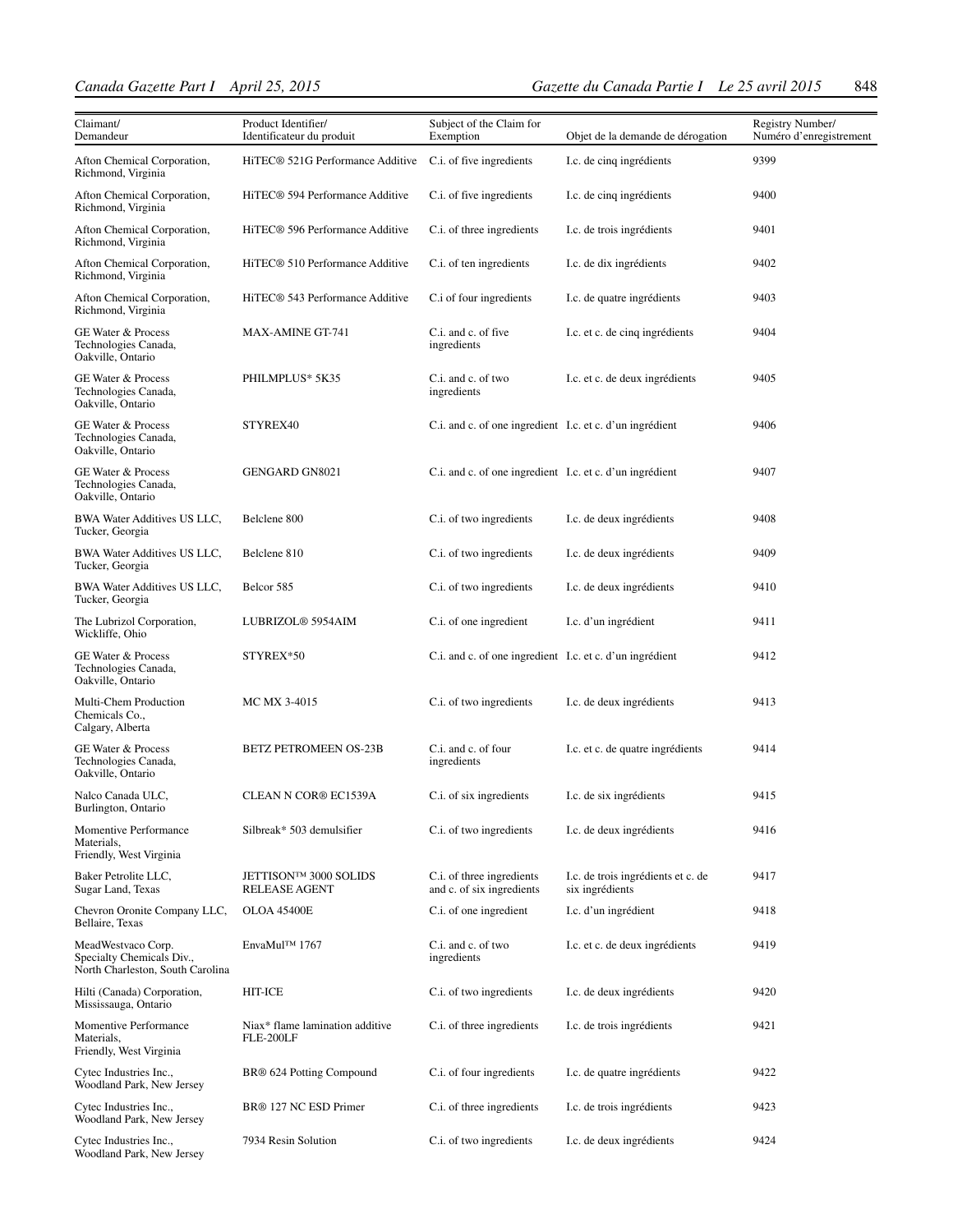| Claimant/ Demandeur | Product Identifier/ Identificateur du produit | Subject of the Claim for Exemption | Objet de la demande de dérogation | Registry Number/ Numéro d'enregistrement |
|---|---|---|---|---|
| Afton Chemical Corporation, Richmond, Virginia | HiTEC® 521G Performance Additive | C.i. of five ingredients | I.c. de cinq ingrédients | 9399 |
| Afton Chemical Corporation, Richmond, Virginia | HiTEC® 594 Performance Additive | C.i. of five ingredients | I.c. de cinq ingrédients | 9400 |
| Afton Chemical Corporation, Richmond, Virginia | HiTEC® 596 Performance Additive | C.i. of three ingredients | I.c. de trois ingrédients | 9401 |
| Afton Chemical Corporation, Richmond, Virginia | HiTEC® 510 Performance Additive | C.i. of ten ingredients | I.c. de dix ingrédients | 9402 |
| Afton Chemical Corporation, Richmond, Virginia | HiTEC® 543 Performance Additive | C.i of four ingredients | I.c. de quatre ingrédients | 9403 |
| GE Water & Process Technologies Canada, Oakville, Ontario | MAX-AMINE GT-741 | C.i. and c. of five ingredients | I.c. et c. de cinq ingrédients | 9404 |
| GE Water & Process Technologies Canada, Oakville, Ontario | PHILMPLUS* 5K35 | C.i. and c. of two ingredients | I.c. et c. de deux ingrédients | 9405 |
| GE Water & Process Technologies Canada, Oakville, Ontario | STYREX40 | C.i. and c. of one ingredient | I.c. et c. d'un ingrédient | 9406 |
| GE Water & Process Technologies Canada, Oakville, Ontario | GENGARD GN8021 | C.i. and c. of one ingredient | I.c. et c. d'un ingrédient | 9407 |
| BWA Water Additives US LLC, Tucker, Georgia | Belclene 800 | C.i. of two ingredients | I.c. de deux ingrédients | 9408 |
| BWA Water Additives US LLC, Tucker, Georgia | Belclene 810 | C.i. of two ingredients | I.c. de deux ingrédients | 9409 |
| BWA Water Additives US LLC, Tucker, Georgia | Belcor 585 | C.i. of two ingredients | I.c. de deux ingrédients | 9410 |
| The Lubrizol Corporation, Wickliffe, Ohio | LUBRIZOL® 5954AIM | C.i. of one ingredient | I.c. d'un ingrédient | 9411 |
| GE Water & Process Technologies Canada, Oakville, Ontario | STYREX*50 | C.i. and c. of one ingredient | I.c. et c. d'un ingrédient | 9412 |
| Multi-Chem Production Chemicals Co., Calgary, Alberta | MC MX 3-4015 | C.i. of two ingredients | I.c. de deux ingrédients | 9413 |
| GE Water & Process Technologies Canada, Oakville, Ontario | BETZ PETROMEEN OS-23B | C.i. and c. of four ingredients | I.c. et c. de quatre ingrédients | 9414 |
| Nalco Canada ULC, Burlington, Ontario | CLEAN N COR® EC1539A | C.i. of six ingredients | I.c. de six ingrédients | 9415 |
| Momentive Performance Materials, Friendly, West Virginia | Silbreak* 503 demulsifier | C.i. of two ingredients | I.c. de deux ingrédients | 9416 |
| Baker Petrolite LLC, Sugar Land, Texas | JETTISON™ 3000 SOLIDS RELEASE AGENT | C.i. of three ingredients and c. of six ingredients | I.c. de trois ingrédients et c. de six ingrédients | 9417 |
| Chevron Oronite Company LLC, Bellaire, Texas | OLOA 45400E | C.i. of one ingredient | I.c. d'un ingrédient | 9418 |
| MeadWestvaco Corp. Specialty Chemicals Div., North Charleston, South Carolina | EnvaMul™ 1767 | C.i. and c. of two ingredients | I.c. et c. de deux ingrédients | 9419 |
| Hilti (Canada) Corporation, Mississauga, Ontario | HIT-ICE | C.i. of two ingredients | I.c. de deux ingrédients | 9420 |
| Momentive Performance Materials, Friendly, West Virginia | Niax* flame lamination additive FLE-200LF | C.i. of three ingredients | I.c. de trois ingrédients | 9421 |
| Cytec Industries Inc., Woodland Park, New Jersey | BR® 624 Potting Compound | C.i. of four ingredients | I.c. de quatre ingrédients | 9422 |
| Cytec Industries Inc., Woodland Park, New Jersey | BR® 127 NC ESD Primer | C.i. of three ingredients | I.c. de trois ingrédients | 9423 |
| Cytec Industries Inc., Woodland Park, New Jersey | 7934 Resin Solution | C.i. of two ingredients | I.c. de deux ingrédients | 9424 |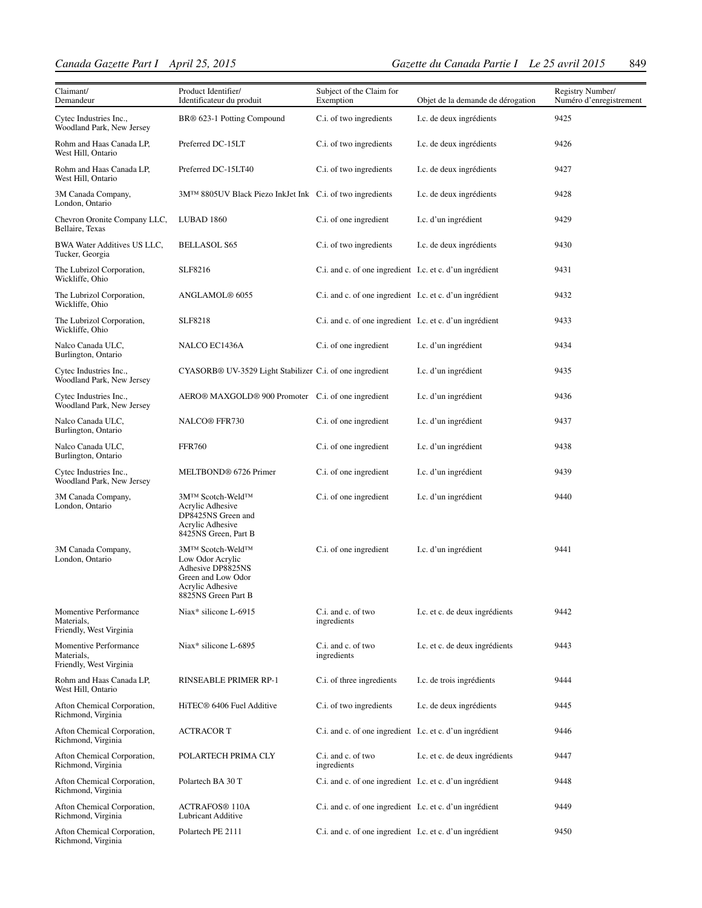| Claimant/ Demandeur | Product Identifier/ Identificateur du produit | Subject of the Claim for Exemption | Objet de la demande de dérogation | Registry Number/ Numéro d'enregistrement |
|---|---|---|---|---|
| Cytec Industries Inc., Woodland Park, New Jersey | BR® 623-1 Potting Compound | C.i. of two ingredients | I.c. de deux ingrédients | 9425 |
| Rohm and Haas Canada LP, West Hill, Ontario | Preferred DC-15LT | C.i. of two ingredients | I.c. de deux ingrédients | 9426 |
| Rohm and Haas Canada LP, West Hill, Ontario | Preferred DC-15LT40 | C.i. of two ingredients | I.c. de deux ingrédients | 9427 |
| 3M Canada Company, London, Ontario | 3M™ 8805UV Black Piezo InkJet Ink | C.i. of two ingredients | I.c. de deux ingrédients | 9428 |
| Chevron Oronite Company LLC, Bellaire, Texas | LUBAD 1860 | C.i. of one ingredient | I.c. d'un ingrédient | 9429 |
| BWA Water Additives US LLC, Tucker, Georgia | BELLASOL S65 | C.i. of two ingredients | I.c. de deux ingrédients | 9430 |
| The Lubrizol Corporation, Wickliffe, Ohio | SLF8216 | C.i. and c. of one ingredient | I.c. et c. d'un ingrédient | 9431 |
| The Lubrizol Corporation, Wickliffe, Ohio | ANGLAMOL® 6055 | C.i. and c. of one ingredient | I.c. et c. d'un ingrédient | 9432 |
| The Lubrizol Corporation, Wickliffe, Ohio | SLF8218 | C.i. and c. of one ingredient | I.c. et c. d'un ingrédient | 9433 |
| Nalco Canada ULC, Burlington, Ontario | NALCO EC1436A | C.i. of one ingredient | I.c. d'un ingrédient | 9434 |
| Cytec Industries Inc., Woodland Park, New Jersey | CYASORB® UV-3529 Light Stabilizer | C.i. of one ingredient | I.c. d'un ingrédient | 9435 |
| Cytec Industries Inc., Woodland Park, New Jersey | AERO® MAXGOLD® 900 Promoter | C.i. of one ingredient | I.c. d'un ingrédient | 9436 |
| Nalco Canada ULC, Burlington, Ontario | NALCO® FFR730 | C.i. of one ingredient | I.c. d'un ingrédient | 9437 |
| Nalco Canada ULC, Burlington, Ontario | FFR760 | C.i. of one ingredient | I.c. d'un ingrédient | 9438 |
| Cytec Industries Inc., Woodland Park, New Jersey | MELTBOND® 6726 Primer | C.i. of one ingredient | I.c. d'un ingrédient | 9439 |
| 3M Canada Company, London, Ontario | 3M™ Scotch-Weld™ Acrylic Adhesive DP8425NS Green and Acrylic Adhesive 8425NS Green, Part B | C.i. of one ingredient | I.c. d'un ingrédient | 9440 |
| 3M Canada Company, London, Ontario | 3M™ Scotch-Weld™ Low Odor Acrylic Adhesive DP8825NS Green and Low Odor Acrylic Adhesive 8825NS Green Part B | C.i. of one ingredient | I.c. d'un ingrédient | 9441 |
| Momentive Performance Materials, Friendly, West Virginia | Niax* silicone L-6915 | C.i. and c. of two ingredients | I.c. et c. de deux ingrédients | 9442 |
| Momentive Performance Materials, Friendly, West Virginia | Niax* silicone L-6895 | C.i. and c. of two ingredients | I.c. et c. de deux ingrédients | 9443 |
| Rohm and Haas Canada LP, West Hill, Ontario | RINSEABLE PRIMER RP-1 | C.i. of three ingredients | I.c. de trois ingrédients | 9444 |
| Afton Chemical Corporation, Richmond, Virginia | HiTEC® 6406 Fuel Additive | C.i. of two ingredients | I.c. de deux ingrédients | 9445 |
| Afton Chemical Corporation, Richmond, Virginia | ACTRACOR T | C.i. and c. of one ingredient | I.c. et c. d'un ingrédient | 9446 |
| Afton Chemical Corporation, Richmond, Virginia | POLARTECH PRIMA CLY | C.i. and c. of two ingredients | I.c. et c. de deux ingrédients | 9447 |
| Afton Chemical Corporation, Richmond, Virginia | Polartech BA 30 T | C.i. and c. of one ingredient | I.c. et c. d'un ingrédient | 9448 |
| Afton Chemical Corporation, Richmond, Virginia | ACTRAFOS® 110A Lubricant Additive | C.i. and c. of one ingredient | I.c. et c. d'un ingrédient | 9449 |
| Afton Chemical Corporation, Richmond, Virginia | Polartech PE 2111 | C.i. and c. of one ingredient | I.c. et c. d'un ingrédient | 9450 |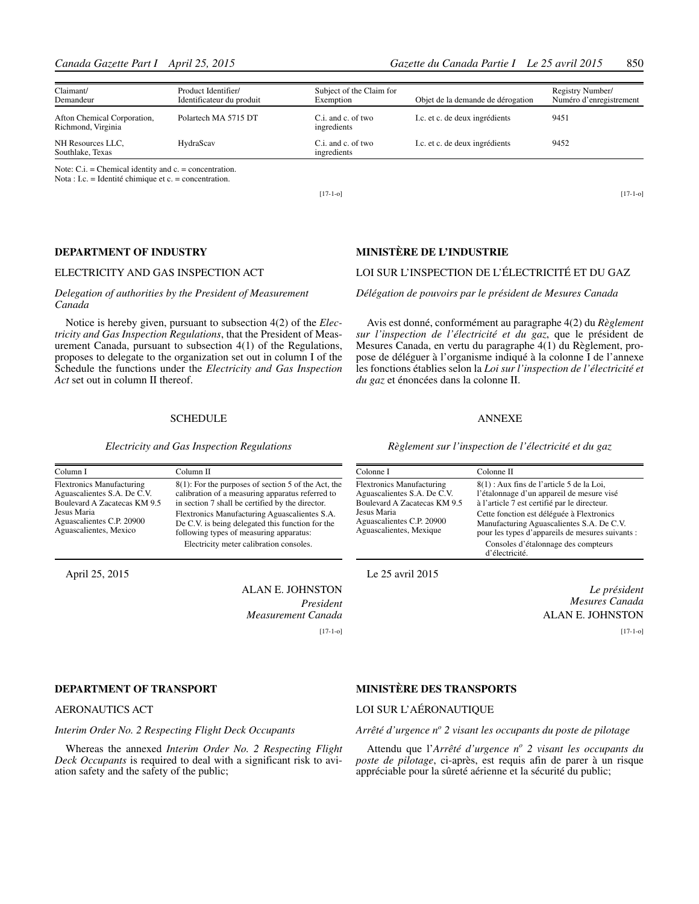| Claimant/ Demandeur | Product Identifier/ Identificateur du produit | Subject of the Claim for Exemption | Objet de la demande de dérogation | Registry Number/ Numéro d'enregistrement |
|---|---|---|---|---|
| Afton Chemical Corporation, Richmond, Virginia | Polartech MA 5715 DT | C.i. and c. of two ingredients | I.c. et c. de deux ingrédients | 9451 |
| NH Resources LLC, Southlake, Texas | HydraScav | C.i. and c. of two ingredients | I.c. et c. de deux ingrédients | 9452 |

Note: C.i. = Chemical identity and c. = concentration.
Nota : I.c. = Identité chimique et c. = concentration.

[17-1-o]

## DEPARTMENT OF INDUSTRY

### ELECTRICITY AND GAS INSPECTION ACT

*Delegation of authorities by the President of Measurement Canada*

Notice is hereby given, pursuant to subsection 4(2) of the *Electricity and Gas Inspection Regulations*, that the President of Measurement Canada, pursuant to subsection 4(1) of the Regulations, proposes to delegate to the organization set out in column I of the Schedule the functions under the *Electricity and Gas Inspection Act* set out in column II thereof.

SCHEDULE

*Electricity and Gas Inspection Regulations*

| Column I | Column II |
|---|---|
| Flextronics Manufacturing Aguascalientes S.A. De C.V. Boulevard A Zacatecas KM 9.5 Jesus Maria Aguascalientes C.P. 20900 Aguascalientes, Mexico | 8(1): For the purposes of section 5 of the Act, the calibration of a measuring apparatus referred to in section 7 shall be certified by the director. Flextronics Manufacturing Aguascalientes S.A. De C.V. is being delegated this function for the following types of measuring apparatus: Electricity meter calibration consoles. |

April 25, 2015

ALAN E. JOHNSTON
*President*
*Measurement Canada*

[17-1-o]

## MINISTÈRE DE L'INDUSTRIE

### LOI SUR L'INSPECTION DE L'ÉLECTRICITÉ ET DU GAZ

*Délégation de pouvoirs par le président de Mesures Canada*

Avis est donné, conformément au paragraphe 4(2) du *Règlement sur l'inspection de l'électricité et du gaz*, que le président de Mesures Canada, en vertu du paragraphe 4(1) du Règlement, propose de déléguer à l'organisme indiqué à la colonne I de l'annexe les fonctions établies selon la *Loi sur l'inspection de l'électricité et du gaz* et énoncées dans la colonne II.

ANNEXE

*Règlement sur l'inspection de l'électricité et du gaz*

| Colonne I | Colonne II |
|---|---|
| Flextronics Manufacturing Aguascalientes S.A. De C.V. Boulevard A Zacatecas KM 9.5 Jesus Maria Aguascalientes C.P. 20900 Aguascalientes, Mexique | 8(1) : Aux fins de l'article 5 de la Loi, l'étalonnage d'un appareil de mesure visé à l'article 7 est certifié par le directeur. Cette fonction est déléguée à Flextronics Manufacturing Aguascalientes S.A. De C.V. pour les types d'appareils de mesures suivants : Consoles d'étalonnage des compteurs d'électricité. |

Le 25 avril 2015

*Le président*
*Mesures Canada*
ALAN E. JOHNSTON

[17-1-o]

## DEPARTMENT OF TRANSPORT

### AERONAUTICS ACT

*Interim Order No. 2 Respecting Flight Deck Occupants*

Whereas the annexed *Interim Order No. 2 Respecting Flight Deck Occupants* is required to deal with a significant risk to aviation safety and the safety of the public;

## MINISTÈRE DES TRANSPORTS

### LOI SUR L'AÉRONAUTIQUE

*Arrêté d'urgence n^o 2 visant les occupants du poste de pilotage*

Attendu que l'*Arrêté d'urgence n^o 2 visant les occupants du poste de pilotage*, ci-après, est requis afin de parer à un risque appréciable pour la sûreté aérienne et la sécurité du public;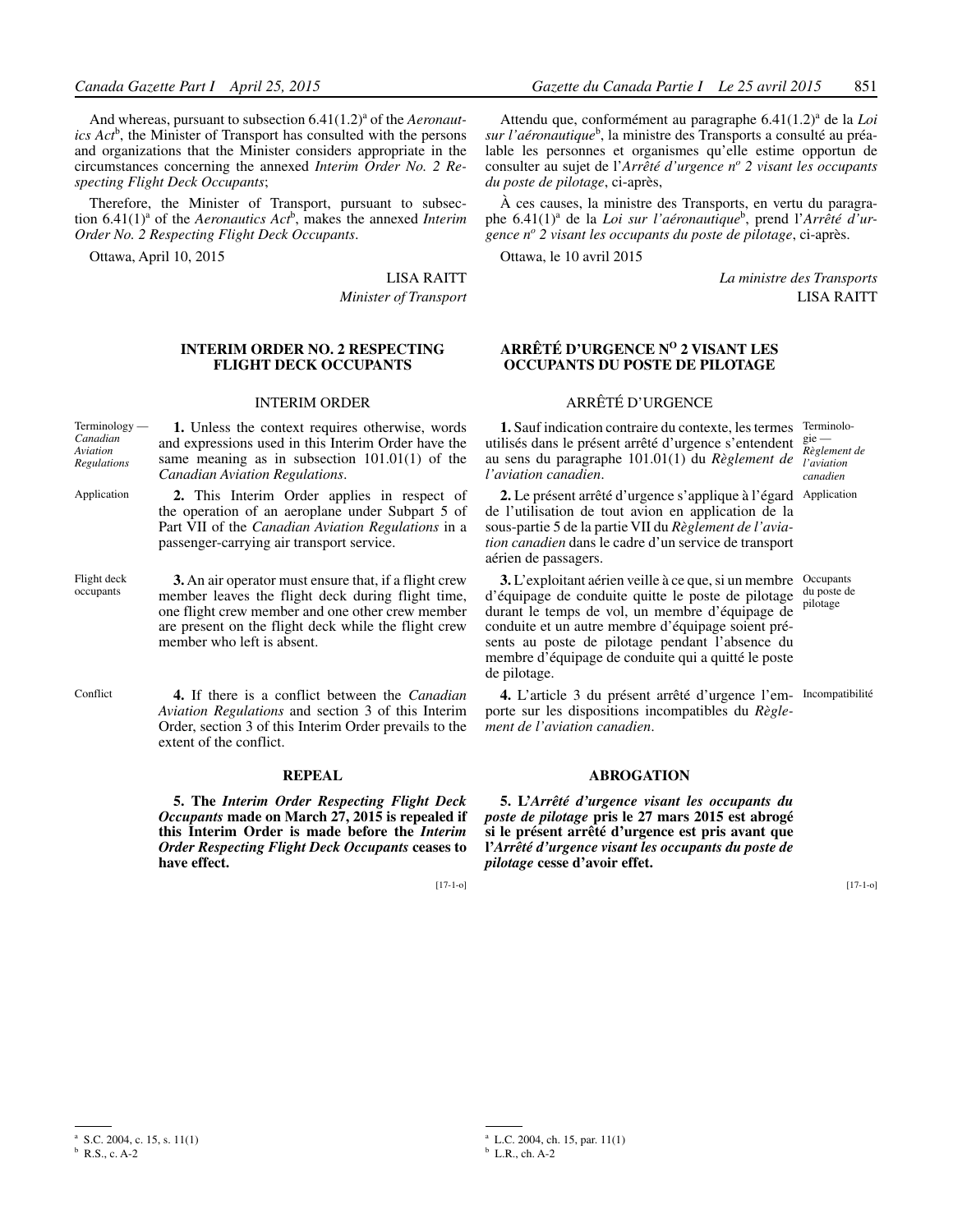And whereas, pursuant to subsection 6.41(1.2)[a] of the *Aeronautics Act*[b], the Minister of Transport has consulted with the persons and organizations that the Minister considers appropriate in the circumstances concerning the annexed *Interim Order No. 2 Respecting Flight Deck Occupants*;

Therefore, the Minister of Transport, pursuant to subsection 6.41(1)[a] of the *Aeronautics Act*[b], makes the annexed *Interim Order No. 2 Respecting Flight Deck Occupants*.

Ottawa, April 10, 2015

LISA RAITT
*Minister of Transport*

## INTERIM ORDER NO. 2 RESPECTING FLIGHT DECK OCCUPANTS

### INTERIM ORDER

Terminology — *Canadian Aviation Regulations*

**1.** Unless the context requires otherwise, words and expressions used in this Interim Order have the same meaning as in subsection 101.01(1) of the *Canadian Aviation Regulations*.

Application

**2.** This Interim Order applies in respect of the operation of an aeroplane under Subpart 5 of Part VII of the *Canadian Aviation Regulations* in a passenger-carrying air transport service.

Flight deck occupants

**3.** An air operator must ensure that, if a flight crew member leaves the flight deck during flight time, one flight crew member and one other crew member are present on the flight deck while the flight crew member who left is absent.

Conflict

**4.** If there is a conflict between the *Canadian Aviation Regulations* and section 3 of this Interim Order, section 3 of this Interim Order prevails to the extent of the conflict.

### REPEAL

**5. The *Interim Order Respecting Flight Deck Occupants* made on March 27, 2015 is repealed if this Interim Order is made before the *Interim Order Respecting Flight Deck Occupants* ceases to have effect.**

[17-1-o]

---

Attendu que, conformément au paragraphe 6.41(1.2)[a] de la *Loi sur l'aéronautique*[b], la ministre des Transports a consulté au préalable les personnes et organismes qu'elle estime opportun de consulter au sujet de l'*Arrêté d'urgence nº 2 visant les occupants du poste de pilotage*, ci-après,

À ces causes, la ministre des Transports, en vertu du paragraphe 6.41(1)[a] de la *Loi sur l'aéronautique*[b], prend l'*Arrêté d'urgence nº 2 visant les occupants du poste de pilotage*, ci-après.

Ottawa, le 10 avril 2015

*La ministre des Transports*
LISA RAITT

## ARRÊTÉ D'URGENCE Nº 2 VISANT LES OCCUPANTS DU POSTE DE PILOTAGE

### ARRÊTÉ D'URGENCE

Terminologie — *Règlement de l'aviation canadien*

**1.** Sauf indication contraire du contexte, les termes utilisés dans le présent arrêté d'urgence s'entendent au sens du paragraphe 101.01(1) du *Règlement de l'aviation canadien*.

Application

**2.** Le présent arrêté d'urgence s'applique à l'égard de l'utilisation de tout avion en application de la sous-partie 5 de la partie VII du *Règlement de l'aviation canadien* dans le cadre d'un service de transport aérien de passagers.

Occupants du poste de pilotage

**3.** L'exploitant aérien veille à ce que, si un membre d'équipage de conduite quitte le poste de pilotage durant le temps de vol, un membre d'équipage de conduite et un autre membre d'équipage soient présents au poste de pilotage pendant l'absence du membre d'équipage de conduite qui a quitté le poste de pilotage.

Incompatibilité

**4.** L'article 3 du présent arrêté d'urgence l'emporte sur les dispositions incompatibles du *Règlement de l'aviation canadien*.

### ABROGATION

**5. L'*Arrêté d'urgence visant les occupants du poste de pilotage* pris le 27 mars 2015 est abrogé si le présent arrêté d'urgence est pris avant que l'*Arrêté d'urgence visant les occupants du poste de pilotage* cesse d'avoir effet.**

[17-1-o]

---

[a] S.C. 2004, c. 15, s. 11(1)
[b] R.S., c. A-2

[a] L.C. 2004, ch. 15, par. 11(1)
[b] L.R., ch. A-2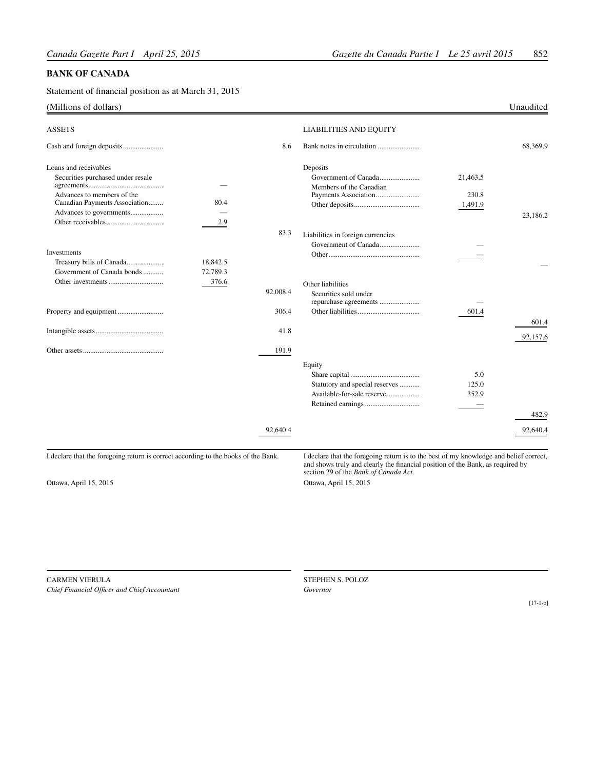## BANK OF CANADA

Statement of financial position as at March 31, 2015

(Millions of dollars) Unaudited

| ASSETS | | |
|---|---|---|
| Cash and foreign deposits | | 8.6 |
| Loans and receivables | | |
| Securities purchased under resale agreements | — | |
| Advances to members of the Canadian Payments Association | 80.4 | |
| Advances to governments | — | |
| Other receivables | 2.9 | |
| | | 83.3 |
| Investments | | |
| Treasury bills of Canada | 18,842.5 | |
| Government of Canada bonds | 72,789.3 | |
| Other investments | 376.6 | |
| | | 92,008.4 |
| Property and equipment | | 306.4 |
| Intangible assets | | 41.8 |
| Other assets | | 191.9 |
| | | 92,640.4 |

| LIABILITIES AND EQUITY | | |
|---|---|---|
| Bank notes in circulation | | 68,369.9 |
| Deposits | | |
| Government of Canada | 21,463.5 | |
| Members of the Canadian Payments Association | 230.8 | |
| Other deposits | 1,491.9 | |
| | | 23,186.2 |
| Liabilities in foreign currencies | | |
| Government of Canada | — | |
| Other | — | |
| | | — |
| Other liabilities | | |
| Securities sold under repurchase agreements | — | |
| Other liabilities | 601.4 | |
| | | 601.4 |
| | | 92,157.6 |
| Equity | | |
| Share capital | 5.0 | |
| Statutory and special reserves | 125.0 | |
| Available-for-sale reserve | 352.9 | |
| Retained earnings | — | |
| | | 482.9 |
| | | 92,640.4 |

I declare that the foregoing return is correct according to the books of the Bank.

Ottawa, April 15, 2015

CARMEN VIERULA
*Chief Financial Officer and Chief Accountant*

I declare that the foregoing return is to the best of my knowledge and belief correct, and shows truly and clearly the financial position of the Bank, as required by section 29 of the *Bank of Canada Act*.

Ottawa, April 15, 2015

STEPHEN S. POLOZ
*Governor*

[17-1-o]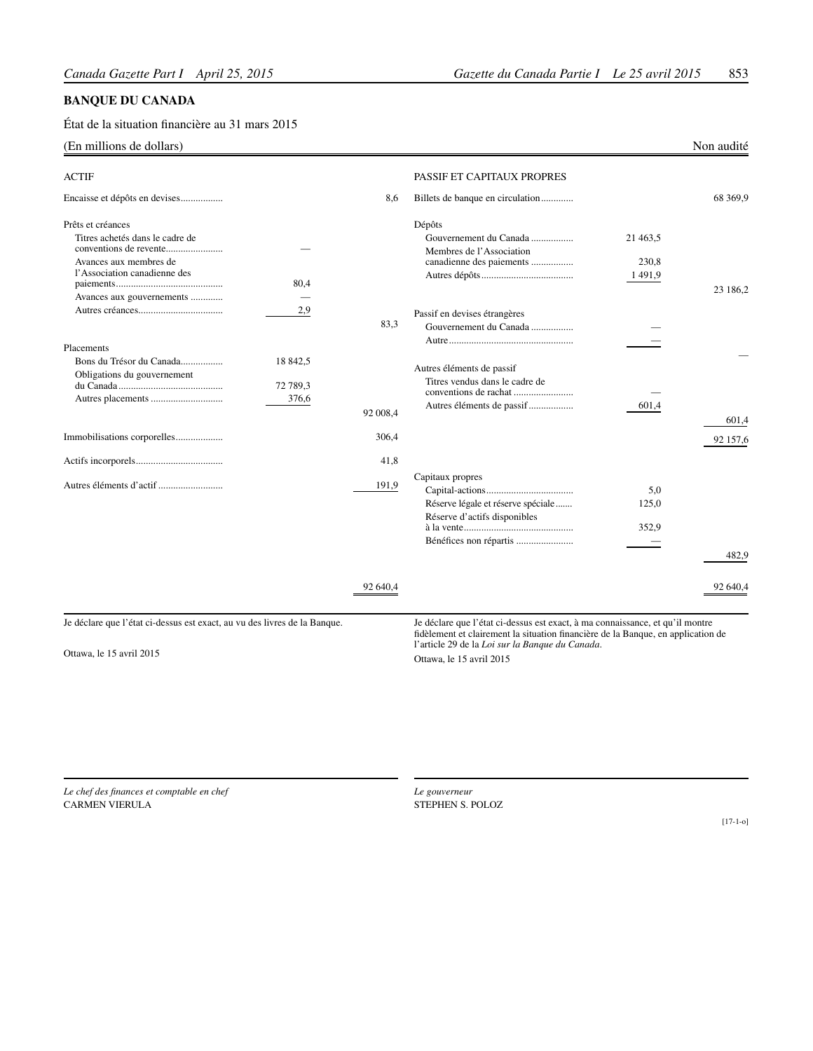## BANQUE DU CANADA

État de la situation financière au 31 mars 2015

(En millions de dollars) — Non audité

| ACTIF | | |
|---|---|---|
| Encaisse et dépôts en devises | | 8,6 |
| **Prêts et créances** | | |
| Titres achetés dans le cadre de conventions de revente | — | |
| Avances aux membres de l'Association canadienne des paiements | 80,4 | |
| Avances aux gouvernements | — | |
| Autres créances | 2,9 | |
| | | 83,3 |
| **Placements** | | |
| Bons du Trésor du Canada | 18 842,5 | |
| Obligations du gouvernement du Canada | 72 789,3 | |
| Autres placements | 376,6 | |
| | | 92 008,4 |
| Immobilisations corporelles | | 306,4 |
| Actifs incorporels | | 41,8 |
| Autres éléments d'actif | | 191,9 |
| | | 92 640,4 |

| PASSIF ET CAPITAUX PROPRES | | |
|---|---|---|
| Billets de banque en circulation | | 68 369,9 |
| **Dépôts** | | |
| Gouvernement du Canada | 21 463,5 | |
| Membres de l'Association canadienne des paiements | 230,8 | |
| Autres dépôts | 1 491,9 | |
| | | 23 186,2 |
| **Passif en devises étrangères** | | |
| Gouvernement du Canada | — | |
| Autre | — | |
| | | — |
| **Autres éléments de passif** | | |
| Titres vendus dans le cadre de conventions de rachat | — | |
| Autres éléments de passif | 601,4 | |
| | | 601,4 |
| | | 92 157,6 |
| **Capitaux propres** | | |
| Capital-actions | 5,0 | |
| Réserve légale et réserve spéciale | 125,0 | |
| Réserve d'actifs disponibles à la vente | 352,9 | |
| Bénéfices non répartis | — | |
| | | 482,9 |
| | | 92 640,4 |

Je déclare que l'état ci-dessus est exact, au vu des livres de la Banque.

Ottawa, le 15 avril 2015

*Le chef des finances et comptable en chef*
CARMEN VIERULA

Je déclare que l'état ci-dessus est exact, à ma connaissance, et qu'il montre fidèlement et clairement la situation financière de la Banque, en application de l'article 29 de la *Loi sur la Banque du Canada*.

Ottawa, le 15 avril 2015

*Le gouverneur*
STEPHEN S. POLOZ

[17-1-o]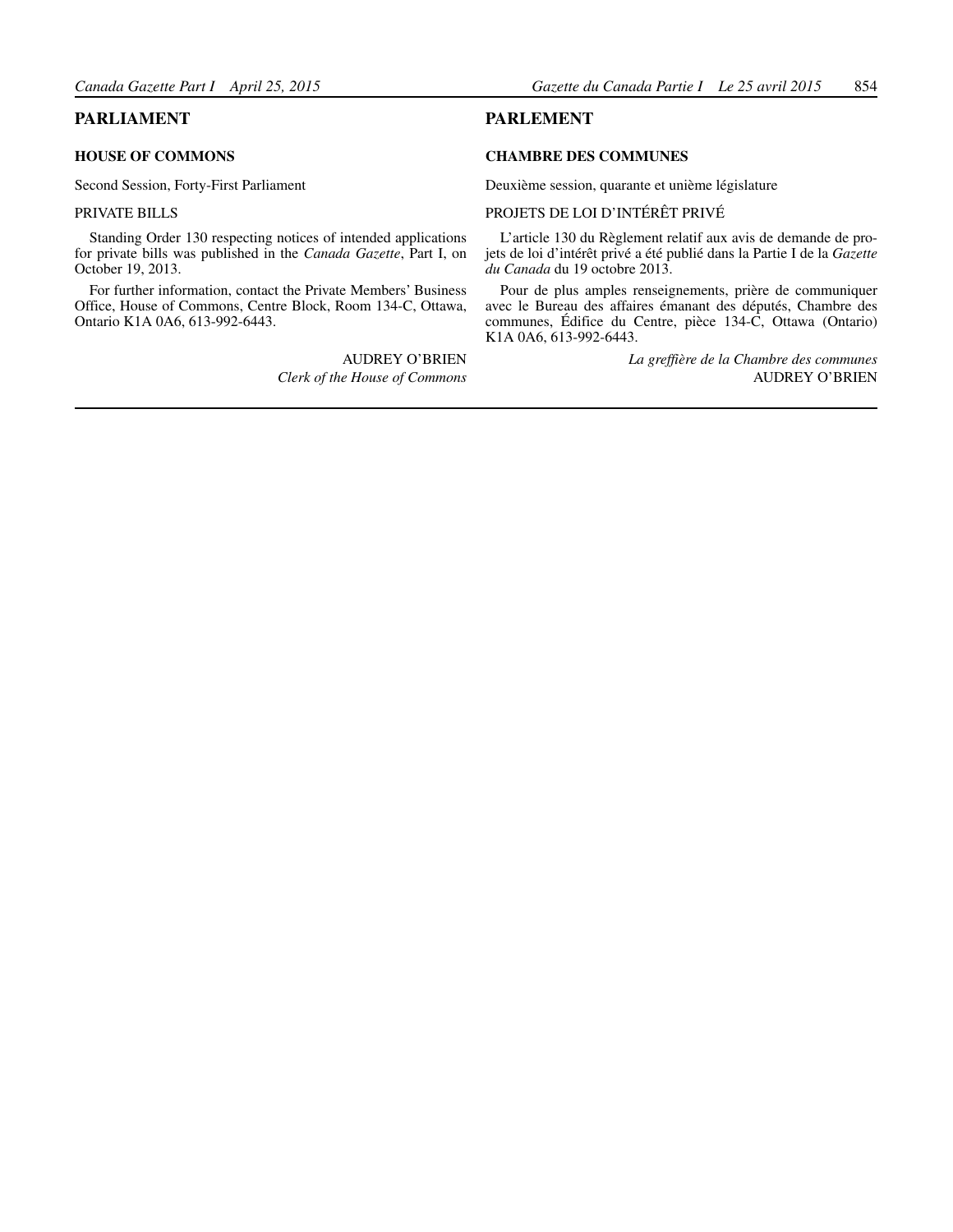# PARLIAMENT

## HOUSE OF COMMONS

Second Session, Forty-First Parliament

PRIVATE BILLS

Standing Order 130 respecting notices of intended applications for private bills was published in the *Canada Gazette*, Part I, on October 19, 2013.

For further information, contact the Private Members' Business Office, House of Commons, Centre Block, Room 134-C, Ottawa, Ontario K1A 0A6, 613-992-6443.

AUDREY O'BRIEN
*Clerk of the House of Commons*

# PARLEMENT

## CHAMBRE DES COMMUNES

Deuxième session, quarante et unième législature

PROJETS DE LOI D'INTÉRÊT PRIVÉ

L'article 130 du Règlement relatif aux avis de demande de projets de loi d'intérêt privé a été publié dans la Partie I de la *Gazette du Canada* du 19 octobre 2013.

Pour de plus amples renseignements, prière de communiquer avec le Bureau des affaires émanant des députés, Chambre des communes, Édifice du Centre, pièce 134-C, Ottawa (Ontario) K1A 0A6, 613-992-6443.

*La greffière de la Chambre des communes*
AUDREY O'BRIEN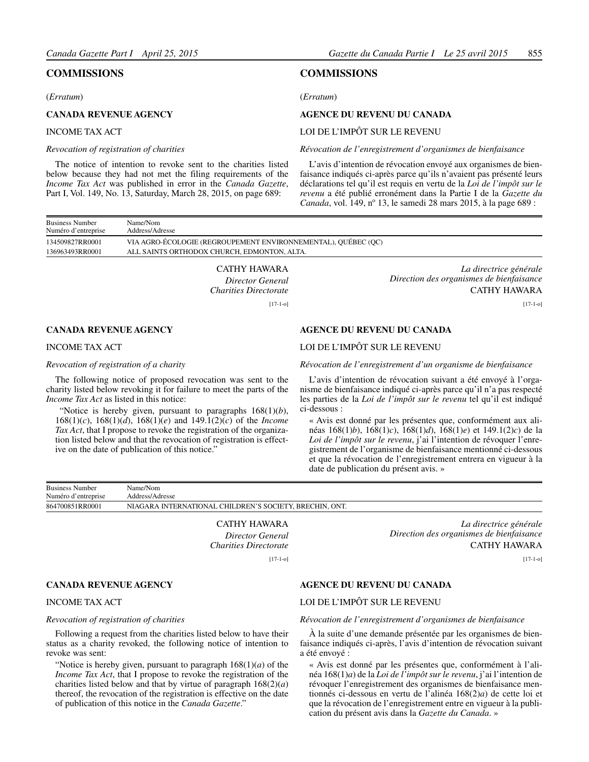## COMMISSIONS

(*Erratum*)

### CANADA REVENUE AGENCY

INCOME TAX ACT

*Revocation of registration of charities*

The notice of intention to revoke sent to the charities listed below because they had not met the filing requirements of the *Income Tax Act* was published in error in the *Canada Gazette*, Part I, Vol. 149, No. 13, Saturday, March 28, 2015, on page 689:

## COMMISSIONS

(*Erratum*)

### AGENCE DU REVENU DU CANADA

LOI DE L'IMPÔT SUR LE REVENU

*Révocation de l'enregistrement d'organismes de bienfaisance*

L'avis d'intention de révocation envoyé aux organismes de bienfaisance indiqués ci-après parce qu'ils n'avaient pas présenté leurs déclarations tel qu'il est requis en vertu de la *Loi de l'impôt sur le revenu* a été publié erronément dans la Partie I de la *Gazette du Canada*, vol. 149, n° 13, le samedi 28 mars 2015, à la page 689 :

| Business Number<br>Numéro d'entreprise | Name/Nom<br>Address/Adresse |
|---|---|
| 134509827RR0001 | VIA AGRO-ÉCOLOGIE (REGROUPEMENT ENVIRONNEMENTAL), QUÉBEC (QC) |
| 136963493RR0001 | ALL SAINTS ORTHODOX CHURCH, EDMONTON, ALTA. |

CATHY HAWARA
*Director General*
*Charities Directorate*

La directrice générale
Direction des organismes de bienfaisance
CATHY HAWARA

[17-1-o]

### CANADA REVENUE AGENCY

INCOME TAX ACT

*Revocation of registration of a charity*

The following notice of proposed revocation was sent to the charity listed below revoking it for failure to meet the parts of the *Income Tax Act* as listed in this notice:

"Notice is hereby given, pursuant to paragraphs 168(1)(*b*), 168(1)(*c*), 168(1)(*d*), 168(1)(*e*) and 149.1(2)(*c*) of the *Income Tax Act*, that I propose to revoke the registration of the organization listed below and that the revocation of registration is effective on the date of publication of this notice."

### AGENCE DU REVENU DU CANADA

LOI DE L'IMPÔT SUR LE REVENU

*Révocation de l'enregistrement d'un organisme de bienfaisance*

L'avis d'intention de révocation suivant a été envoyé à l'organisme de bienfaisance indiqué ci-après parce qu'il n'a pas respecté les parties de la *Loi de l'impôt sur le revenu* tel qu'il est indiqué ci-dessous :

« Avis est donné par les présentes que, conformément aux alinéas 168(1)*b*), 168(1)*c*), 168(1)*d*), 168(1)*e*) et 149.1(2)*c*) de la *Loi de l'impôt sur le revenu*, j'ai l'intention de révoquer l'enregistrement de l'organisme de bienfaisance mentionné ci-dessous et que la révocation de l'enregistrement entrera en vigueur à la date de publication du présent avis. »

| Business Number<br>Numéro d'entreprise | Name/Nom<br>Address/Adresse |
|---|---|
| 864700851RR0001 | NIAGARA INTERNATIONAL CHILDREN'S SOCIETY, BRECHIN, ONT. |

CATHY HAWARA
*Director General*
*Charities Directorate*

La directrice générale
Direction des organismes de bienfaisance
CATHY HAWARA

[17-1-o]

### CANADA REVENUE AGENCY

INCOME TAX ACT

*Revocation of registration of charities*

Following a request from the charities listed below to have their status as a charity revoked, the following notice of intention to revoke was sent:

"Notice is hereby given, pursuant to paragraph 168(1)(*a*) of the *Income Tax Act*, that I propose to revoke the registration of the charities listed below and that by virtue of paragraph 168(2)(*a*) thereof, the revocation of the registration is effective on the date of publication of this notice in the *Canada Gazette*."

### AGENCE DU REVENU DU CANADA

LOI DE L'IMPÔT SUR LE REVENU

*Révocation de l'enregistrement d'organismes de bienfaisance*

À la suite d'une demande présentée par les organismes de bienfaisance indiqués ci-après, l'avis d'intention de révocation suivant a été envoyé :

« Avis est donné par les présentes que, conformément à l'alinéa 168(1)*a*) de la *Loi de l'impôt sur le revenu*, j'ai l'intention de révoquer l'enregistrement des organismes de bienfaisance mentionnés ci-dessous en vertu de l'alinéa 168(2)*a*) de cette loi et que la révocation de l'enregistrement entre en vigueur à la publication du présent avis dans la *Gazette du Canada*. »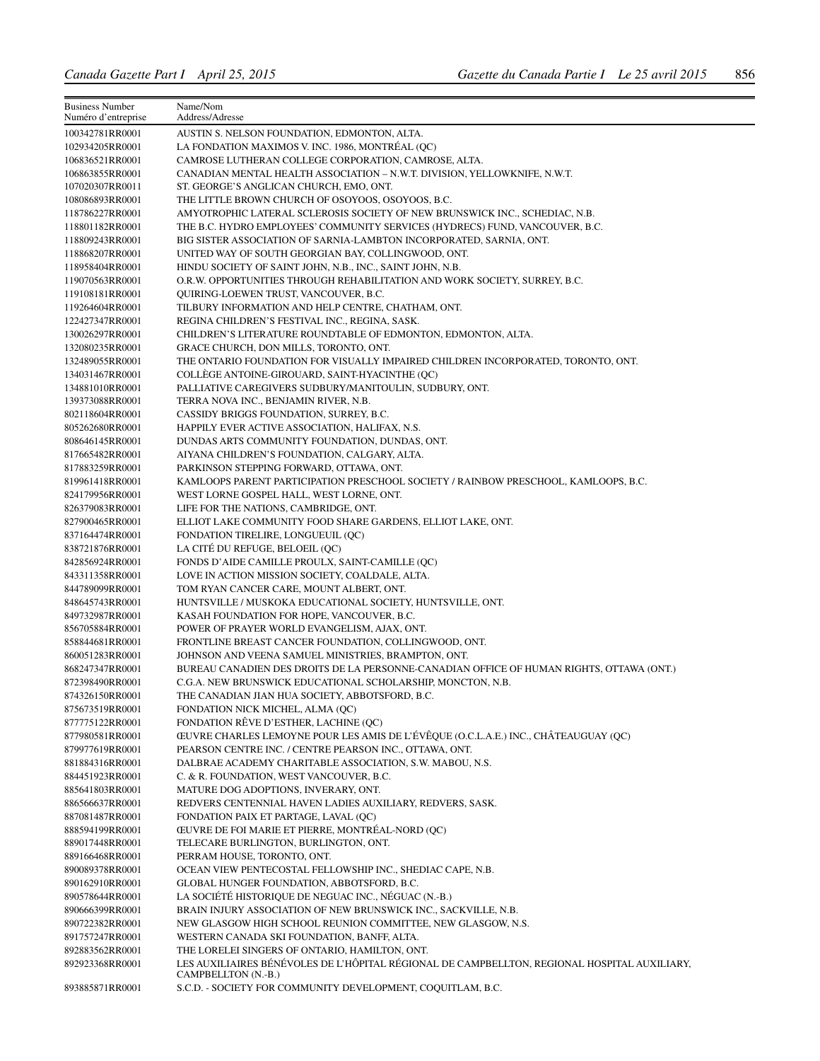| Business Number<br>Numéro d’entreprise | Name/Nom<br>Address/Adresse |
|---|---|
| 100342781RR0001 | AUSTIN S. NELSON FOUNDATION, EDMONTON, ALTA. |
| 102934205RR0001 | LA FONDATION MAXIMOS V. INC. 1986, MONTRÉAL (QC) |
| 106836521RR0001 | CAMROSE LUTHERAN COLLEGE CORPORATION, CAMROSE, ALTA. |
| 106863855RR0001 | CANADIAN MENTAL HEALTH ASSOCIATION – N.W.T. DIVISION, YELLOWKNIFE, N.W.T. |
| 107020307RR0011 | ST. GEORGE’S ANGLICAN CHURCH, EMO, ONT. |
| 108086893RR0001 | THE LITTLE BROWN CHURCH OF OSOYOOS, OSOYOOS, B.C. |
| 118786227RR0001 | AMYOTROPHIC LATERAL SCLEROSIS SOCIETY OF NEW BRUNSWICK INC., SCHEDIAC, N.B. |
| 118801182RR0001 | THE B.C. HYDRO EMPLOYEES’ COMMUNITY SERVICES (HYDRECS) FUND, VANCOUVER, B.C. |
| 118809243RR0001 | BIG SISTER ASSOCIATION OF SARNIA-LAMBTON INCORPORATED, SARNIA, ONT. |
| 118868207RR0001 | UNITED WAY OF SOUTH GEORGIAN BAY, COLLINGWOOD, ONT. |
| 118958404RR0001 | HINDU SOCIETY OF SAINT JOHN, N.B., INC., SAINT JOHN, N.B. |
| 119070563RR0001 | O.R.W. OPPORTUNITIES THROUGH REHABILITATION AND WORK SOCIETY, SURREY, B.C. |
| 119108181RR0001 | QUIRING-LOEWEN TRUST, VANCOUVER, B.C. |
| 119264604RR0001 | TILBURY INFORMATION AND HELP CENTRE, CHATHAM, ONT. |
| 122427347RR0001 | REGINA CHILDREN’S FESTIVAL INC., REGINA, SASK. |
| 130026297RR0001 | CHILDREN’S LITERATURE ROUNDTABLE OF EDMONTON, EDMONTON, ALTA. |
| 132080235RR0001 | GRACE CHURCH, DON MILLS, TORONTO, ONT. |
| 132489055RR0001 | THE ONTARIO FOUNDATION FOR VISUALLY IMPAIRED CHILDREN INCORPORATED, TORONTO, ONT. |
| 134031467RR0001 | COLLÈGE ANTOINE-GIROUARD, SAINT-HYACINTHE (QC) |
| 134881010RR0001 | PALLIATIVE CAREGIVERS SUDBURY/MANITOULIN, SUDBURY, ONT. |
| 139373088RR0001 | TERRA NOVA INC., BENJAMIN RIVER, N.B. |
| 802118604RR0001 | CASSIDY BRIGGS FOUNDATION, SURREY, B.C. |
| 805262680RR0001 | HAPPILY EVER ACTIVE ASSOCIATION, HALIFAX, N.S. |
| 808646145RR0001 | DUNDAS ARTS COMMUNITY FOUNDATION, DUNDAS, ONT. |
| 817665482RR0001 | AIYANA CHILDREN’S FOUNDATION, CALGARY, ALTA. |
| 817883259RR0001 | PARKINSON STEPPING FORWARD, OTTAWA, ONT. |
| 819961418RR0001 | KAMLOOPS PARENT PARTICIPATION PRESCHOOL SOCIETY / RAINBOW PRESCHOOL, KAMLOOPS, B.C. |
| 824179956RR0001 | WEST LORNE GOSPEL HALL, WEST LORNE, ONT. |
| 826379083RR0001 | LIFE FOR THE NATIONS, CAMBRIDGE, ONT. |
| 827900465RR0001 | ELLIOT LAKE COMMUNITY FOOD SHARE GARDENS, ELLIOT LAKE, ONT. |
| 837164474RR0001 | FONDATION TIRELIRE, LONGUEUIL (QC) |
| 838721876RR0001 | LA CITÉ DU REFUGE, BELOEIL (QC) |
| 842856924RR0001 | FONDS D’AIDE CAMILLE PROULX, SAINT-CAMILLE (QC) |
| 843311358RR0001 | LOVE IN ACTION MISSION SOCIETY, COALDALE, ALTA. |
| 844789099RR0001 | TOM RYAN CANCER CARE, MOUNT ALBERT, ONT. |
| 848645743RR0001 | HUNTSVILLE / MUSKOKA EDUCATIONAL SOCIETY, HUNTSVILLE, ONT. |
| 849732987RR0001 | KASAH FOUNDATION FOR HOPE, VANCOUVER, B.C. |
| 856705884RR0001 | POWER OF PRAYER WORLD EVANGELISM, AJAX, ONT. |
| 858844681RR0001 | FRONTLINE BREAST CANCER FOUNDATION, COLLINGWOOD, ONT. |
| 860051283RR0001 | JOHNSON AND VEENA SAMUEL MINISTRIES, BRAMPTON, ONT. |
| 868247347RR0001 | BUREAU CANADIEN DES DROITS DE LA PERSONNE-CANADIAN OFFICE OF HUMAN RIGHTS, OTTAWA (ONT.) |
| 872398490RR0001 | C.G.A. NEW BRUNSWICK EDUCATIONAL SCHOLARSHIP, MONCTON, N.B. |
| 874326150RR0001 | THE CANADIAN JIAN HUA SOCIETY, ABBOTSFORD, B.C. |
| 875673519RR0001 | FONDATION NICK MICHEL, ALMA (QC) |
| 877775122RR0001 | FONDATION RÊVE D’ESTHER, LACHINE (QC) |
| 877980581RR0001 | ŒUVRE CHARLES LEMOYNE POUR LES AMIS DE L’ÉVÊQUE (O.C.L.A.E.) INC., CHÂTEAUGUAY (QC) |
| 879977619RR0001 | PEARSON CENTRE INC. / CENTRE PEARSON INC., OTTAWA, ONT. |
| 881884316RR0001 | DALBRAE ACADEMY CHARITABLE ASSOCIATION, S.W. MABOU, N.S. |
| 884451923RR0001 | C. & R. FOUNDATION, WEST VANCOUVER, B.C. |
| 885641803RR0001 | MATURE DOG ADOPTIONS, INVERARY, ONT. |
| 886566637RR0001 | REDVERS CENTENNIAL HAVEN LADIES AUXILIARY, REDVERS, SASK. |
| 887081487RR0001 | FONDATION PAIX ET PARTAGE, LAVAL (QC) |
| 888594199RR0001 | ŒUVRE DE FOI MARIE ET PIERRE, MONTRÉAL-NORD (QC) |
| 889017448RR0001 | TELECARE BURLINGTON, BURLINGTON, ONT. |
| 889166468RR0001 | PERRAM HOUSE, TORONTO, ONT. |
| 890089378RR0001 | OCEAN VIEW PENTECOSTAL FELLOWSHIP INC., SHEDIAC CAPE, N.B. |
| 890162910RR0001 | GLOBAL HUNGER FOUNDATION, ABBOTSFORD, B.C. |
| 890578644RR0001 | LA SOCIÉTÉ HISTORIQUE DE NEGUAC INC., NÉGUAC (N.-B.) |
| 890666399RR0001 | BRAIN INJURY ASSOCIATION OF NEW BRUNSWICK INC., SACKVILLE, N.B. |
| 890722382RR0001 | NEW GLASGOW HIGH SCHOOL REUNION COMMITTEE, NEW GLASGOW, N.S. |
| 891757247RR0001 | WESTERN CANADA SKI FOUNDATION, BANFF, ALTA. |
| 892883562RR0001 | THE LORELEI SINGERS OF ONTARIO, HAMILTON, ONT. |
| 892923368RR0001 | LES AUXILIAIRES BÉNÉVOLES DE L’HÔPITAL RÉGIONAL DE CAMPBELLTON, REGIONAL HOSPITAL AUXILIARY, CAMPBELLTON (N.-B.) |
| 893885871RR0001 | S.C.D. - SOCIETY FOR COMMUNITY DEVELOPMENT, COQUITLAM, B.C. |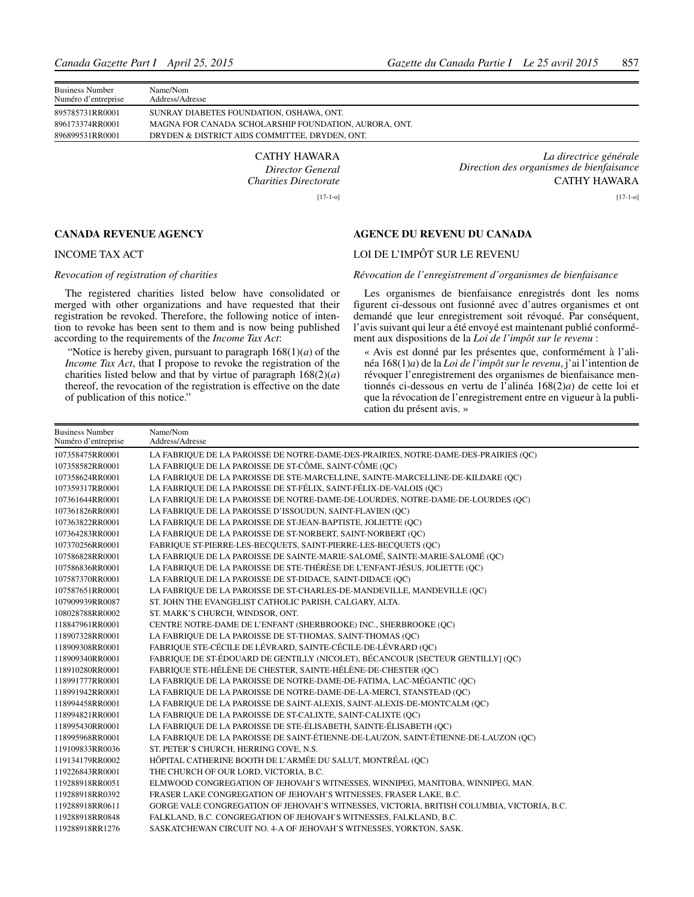| Business Number<br>Numéro d'entreprise | Name/Nom<br>Address/Adresse |
|---|---|
| 895785731RR0001 | SUNRAY DIABETES FOUNDATION, OSHAWA, ONT. |
| 896173374RR0001 | MAGNA FOR CANADA SCHOLARSHIP FOUNDATION, AURORA, ONT. |
| 896899531RR0001 | DRYDEN & DISTRICT AIDS COMMITTEE, DRYDEN, ONT. |

CATHY HAWARA
*Director General*
*Charities Directorate*

*La directrice générale*
*Direction des organismes de bienfaisance*
CATHY HAWARA

[17-1-o]

## CANADA REVENUE AGENCY

INCOME TAX ACT

*Revocation of registration of charities*

The registered charities listed below have consolidated or merged with other organizations and have requested that their registration be revoked. Therefore, the following notice of intention to revoke has been sent to them and is now being published according to the requirements of the *Income Tax Act*:

"Notice is hereby given, pursuant to paragraph 168(1)(*a*) of the *Income Tax Act*, that I propose to revoke the registration of the charities listed below and that by virtue of paragraph 168(2)(*a*) thereof, the revocation of the registration is effective on the date of publication of this notice."

## AGENCE DU REVENU DU CANADA

LOI DE L'IMPÔT SUR LE REVENU

*Révocation de l'enregistrement d'organismes de bienfaisance*

Les organismes de bienfaisance enregistrés dont les noms figurent ci-dessous ont fusionné avec d'autres organismes et ont demandé que leur enregistrement soit révoqué. Par conséquent, l'avis suivant qui leur a été envoyé est maintenant publié conformément aux dispositions de la *Loi de l'impôt sur le revenu* :

« Avis est donné par les présentes que, conformément à l'alinéa 168(1)*a*) de la *Loi de l'impôt sur le revenu*, j'ai l'intention de révoquer l'enregistrement des organismes de bienfaisance mentionnés ci-dessous en vertu de l'alinéa 168(2)*a*) de cette loi et que la révocation de l'enregistrement entre en vigueur à la publication du présent avis. »

| Business Number<br>Numéro d'entreprise | Name/Nom<br>Address/Adresse |
|---|---|
| 107358475RR0001 | LA FABRIQUE DE LA PAROISSE DE NOTRE-DAME-DES-PRAIRIES, NOTRE-DAME-DES-PRAIRIES (QC) |
| 107358582RR0001 | LA FABRIQUE DE LA PAROISSE DE ST-CÔME, SAINT-CÔME (QC) |
| 107358624RR0001 | LA FABRIQUE DE LA PAROISSE DE STE-MARCELLINE, SAINTE-MARCELLINE-DE-KILDARE (QC) |
| 107359317RR0001 | LA FABRIQUE DE LA PAROISSE DE ST-FÉLIX, SAINT-FÉLIX-DE-VALOIS (QC) |
| 107361644RR0001 | LA FABRIQUE DE LA PAROISSE DE NOTRE-DAME-DE-LOURDES, NOTRE-DAME-DE-LOURDES (QC) |
| 107361826RR0001 | LA FABRIQUE DE LA PAROISSE D'ISSOUDUN, SAINT-FLAVIEN (QC) |
| 107363822RR0001 | LA FABRIQUE DE LA PAROISSE DE ST-JEAN-BAPTISTE, JOLIETTE (QC) |
| 107364283RR0001 | LA FABRIQUE DE LA PAROISSE DE ST-NORBERT, SAINT-NORBERT (QC) |
| 107370256RR0001 | FABRIQUE ST-PIERRE-LES-BECQUETS, SAINT-PIERRE-LES-BECQUETS (QC) |
| 107586828RR0001 | LA FABRIQUE DE LA PAROISSE DE SAINTE-MARIE-SALOMÉ, SAINTE-MARIE-SALOMÉ (QC) |
| 107586836RR0001 | LA FABRIQUE DE LA PAROISSE DE STE-THÉRÈSE DE L'ENFANT-JÉSUS, JOLIETTE (QC) |
| 107587370RR0001 | LA FABRIQUE DE LA PAROISSE DE ST-DIDACE, SAINT-DIDACE (QC) |
| 107587651RR0001 | LA FABRIQUE DE LA PAROISSE DE ST-CHARLES-DE-MANDEVILLE, MANDEVILLE (QC) |
| 107909939RR0087 | ST. JOHN THE EVANGELIST CATHOLIC PARISH, CALGARY, ALTA. |
| 108028788RR0002 | ST. MARK'S CHURCH, WINDSOR, ONT. |
| 118847961RR0001 | CENTRE NOTRE-DAME DE L'ENFANT (SHERBROOKE) INC., SHERBROOKE (QC) |
| 118907328RR0001 | LA FABRIQUE DE LA PAROISSE DE ST-THOMAS, SAINT-THOMAS (QC) |
| 118909308RR0001 | FABRIQUE STE-CÉCILE DE LÉVRARD, SAINTE-CÉCILE-DE-LÉVRARD (QC) |
| 118909340RR0001 | FABRIQUE DE ST-ÉDOUARD DE GENTILLY (NICOLET), BÉCANCOUR [SECTEUR GENTILLY] (QC) |
| 118910280RR0001 | FABRIQUE STE-HÉLÈNE DE CHESTER, SAINTE-HÉLÈNE-DE-CHESTER (QC) |
| 118991777RR0001 | LA FABRIQUE DE LA PAROISSE DE NOTRE-DAME-DE-FATIMA, LAC-MÉGANTIC (QC) |
| 118991942RR0001 | LA FABRIQUE DE LA PAROISSE DE NOTRE-DAME-DE-LA-MERCI, STANSTEAD (QC) |
| 118994458RR0001 | LA FABRIQUE DE LA PAROISSE DE SAINT-ALEXIS, SAINT-ALEXIS-DE-MONTCALM (QC) |
| 118994821RR0001 | LA FABRIQUE DE LA PAROISSE DE ST-CALIXTE, SAINT-CALIXTE (QC) |
| 118995430RR0001 | LA FABRIQUE DE LA PAROISSE DE STE-ÉLISABETH, SAINTE-ÉLISABETH (QC) |
| 118995968RR0001 | LA FABRIQUE DE LA PAROISSE DE SAINT-ÉTIENNE-DE-LAUZON, SAINT-ÉTIENNE-DE-LAUZON (QC) |
| 119109833RR0036 | ST. PETER'S CHURCH, HERRING COVE, N.S. |
| 119134179RR0002 | HÔPITAL CATHERINE BOOTH DE L'ARMÉE DU SALUT, MONTRÉAL (QC) |
| 119226843RR0001 | THE CHURCH OF OUR LORD, VICTORIA, B.C. |
| 119288918RR0051 | ELMWOOD CONGREGATION OF JEHOVAH'S WITNESSES, WINNIPEG, MANITOBA, WINNIPEG, MAN. |
| 119288918RR0392 | FRASER LAKE CONGREGATION OF JEHOVAH'S WITNESSES, FRASER LAKE, B.C. |
| 119288918RR0611 | GORGE VALE CONGREGATION OF JEHOVAH'S WITNESSES, VICTORIA, BRITISH COLUMBIA, VICTORIA, B.C. |
| 119288918RR0848 | FALKLAND, B.C. CONGREGATION OF JEHOVAH'S WITNESSES, FALKLAND, B.C. |
| 119288918RR1276 | SASKATCHEWAN CIRCUIT NO. 4-A OF JEHOVAH'S WITNESSES, YORKTON, SASK. |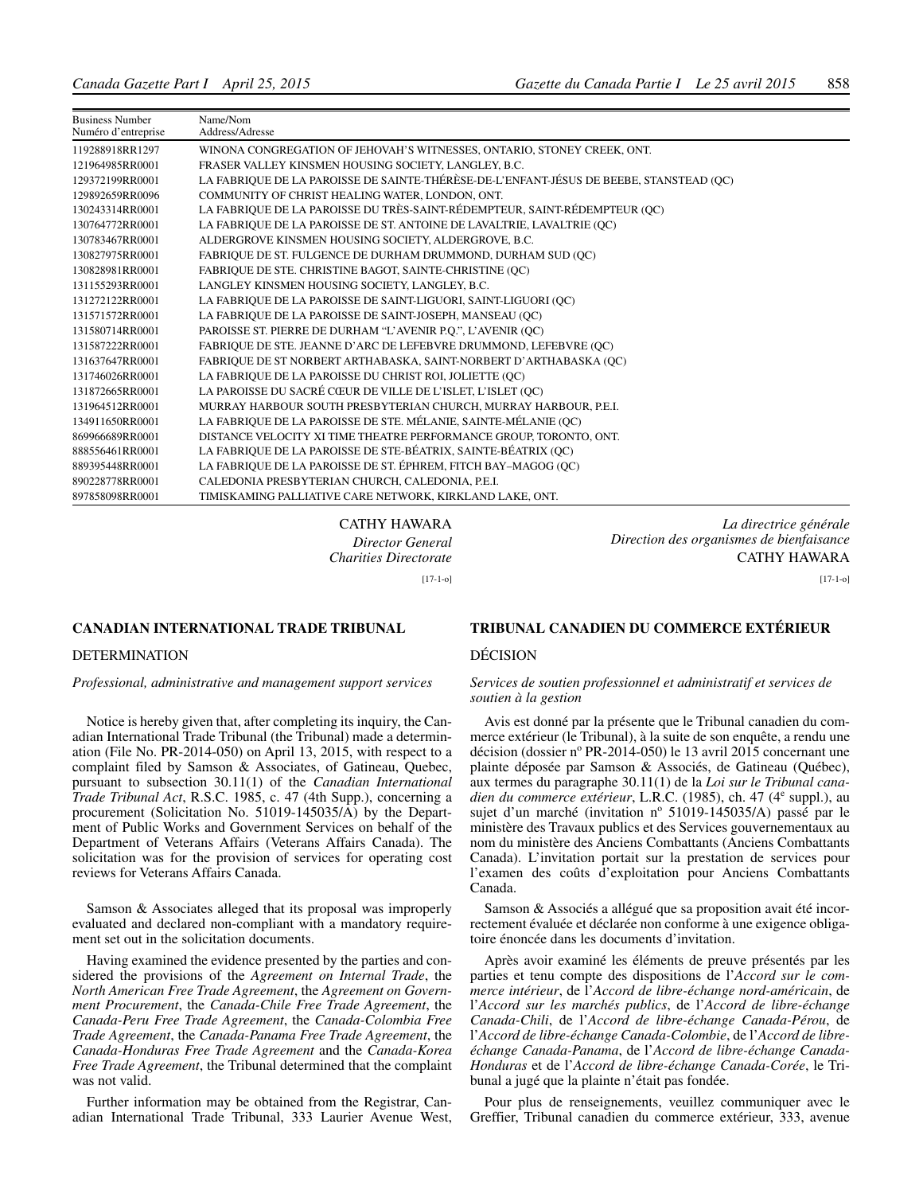| Business Number<br>Numéro d'entreprise | Name/Nom<br>Address/Adresse |
|---|---|
| 119288918RR1297 | WINONA CONGREGATION OF JEHOVAH'S WITNESSES, ONTARIO, STONEY CREEK, ONT. |
| 121964985RR0001 | FRASER VALLEY KINSMEN HOUSING SOCIETY, LANGLEY, B.C. |
| 129372199RR0001 | LA FABRIQUE DE LA PAROISSE DE SAINTE-THÉRÈSE-DE-L'ENFANT-JÉSUS DE BEEBE, STANSTEAD (QC) |
| 129892659RR0096 | COMMUNITY OF CHRIST HEALING WATER, LONDON, ONT. |
| 130243314RR0001 | LA FABRIQUE DE LA PAROISSE DU TRÈS-SAINT-RÉDEMPTEUR, SAINT-RÉDEMPTEUR (QC) |
| 130764772RR0001 | LA FABRIQUE DE LA PAROISSE DE ST. ANTOINE DE LAVALTRIE, LAVALTRIE (QC) |
| 130783467RR0001 | ALDERGROVE KINSMEN HOUSING SOCIETY, ALDERGROVE, B.C. |
| 130827975RR0001 | FABRIQUE DE ST. FULGENCE DE DURHAM DRUMMOND, DURHAM SUD (QC) |
| 130828981RR0001 | FABRIQUE DE STE. CHRISTINE BAGOT, SAINTE-CHRISTINE (QC) |
| 131155293RR0001 | LANGLEY KINSMEN HOUSING SOCIETY, LANGLEY, B.C. |
| 131272122RR0001 | LA FABRIQUE DE LA PAROISSE DE SAINT-LIGUORI, SAINT-LIGUORI (QC) |
| 131571572RR0001 | LA FABRIQUE DE LA PAROISSE DE SAINT-JOSEPH, MANSEAU (QC) |
| 131580714RR0001 | PAROISSE ST. PIERRE DE DURHAM "L'AVENIR P.Q.", L'AVENIR (QC) |
| 131587222RR0001 | FABRIQUE DE STE. JEANNE D'ARC DE LEFEBVRE DRUMMOND, LEFEBVRE (QC) |
| 131637647RR0001 | FABRIQUE DE ST NORBERT ARTHABASKA, SAINT-NORBERT D'ARTHABASKA (QC) |
| 131746026RR0001 | LA FABRIQUE DE LA PAROISSE DU CHRIST ROI, JOLIETTE (QC) |
| 131872665RR0001 | LA PAROISSE DU SACRÉ CŒUR DE VILLE DE L'ISLET, L'ISLET (QC) |
| 131964512RR0001 | MURRAY HARBOUR SOUTH PRESBYTERIAN CHURCH, MURRAY HARBOUR, P.E.I. |
| 134911650RR0001 | LA FABRIQUE DE LA PAROISSE DE STE. MÉLANIE, SAINTE-MÉLANIE (QC) |
| 869966689RR0001 | DISTANCE VELOCITY XI TIME THEATRE PERFORMANCE GROUP, TORONTO, ONT. |
| 888556461RR0001 | LA FABRIQUE DE LA PAROISSE DE STE-BÉATRIX, SAINTE-BÉATRIX (QC) |
| 889395448RR0001 | LA FABRIQUE DE LA PAROISSE DE ST. ÉPHREM, FITCH BAY–MAGOG (QC) |
| 890228778RR0001 | CALEDONIA PRESBYTERIAN CHURCH, CALEDONIA, P.E.I. |
| 897858098RR0001 | TIMISKAMING PALLIATIVE CARE NETWORK, KIRKLAND LAKE, ONT. |

CATHY HAWARA
*Director General*
*Charities Directorate*

[17-1-o]

*La directrice générale*
*Direction des organismes de bienfaisance*
CATHY HAWARA

[17-1-o]

## CANADIAN INTERNATIONAL TRADE TRIBUNAL

### DETERMINATION

*Professional, administrative and management support services*

Notice is hereby given that, after completing its inquiry, the Canadian International Trade Tribunal (the Tribunal) made a determination (File No. PR-2014-050) on April 13, 2015, with respect to a complaint filed by Samson & Associates, of Gatineau, Quebec, pursuant to subsection 30.11(1) of the *Canadian International Trade Tribunal Act*, R.S.C. 1985, c. 47 (4th Supp.), concerning a procurement (Solicitation No. 51019-145035/A) by the Department of Public Works and Government Services on behalf of the Department of Veterans Affairs (Veterans Affairs Canada). The solicitation was for the provision of services for operating cost reviews for Veterans Affairs Canada.

Samson & Associates alleged that its proposal was improperly evaluated and declared non-compliant with a mandatory requirement set out in the solicitation documents.

Having examined the evidence presented by the parties and considered the provisions of the *Agreement on Internal Trade*, the *North American Free Trade Agreement*, the *Agreement on Government Procurement*, the *Canada-Chile Free Trade Agreement*, the *Canada-Peru Free Trade Agreement*, the *Canada-Colombia Free Trade Agreement*, the *Canada-Panama Free Trade Agreement*, the *Canada-Honduras Free Trade Agreement* and the *Canada-Korea Free Trade Agreement*, the Tribunal determined that the complaint was not valid.

Further information may be obtained from the Registrar, Canadian International Trade Tribunal, 333 Laurier Avenue West,

## TRIBUNAL CANADIEN DU COMMERCE EXTÉRIEUR

### DÉCISION

*Services de soutien professionnel et administratif et services de soutien à la gestion*

Avis est donné par la présente que le Tribunal canadien du commerce extérieur (le Tribunal), à la suite de son enquête, a rendu une décision (dossier nº PR-2014-050) le 13 avril 2015 concernant une plainte déposée par Samson & Associés, de Gatineau (Québec), aux termes du paragraphe 30.11(1) de la *Loi sur le Tribunal canadien du commerce extérieur*, L.R.C. (1985), ch. 47 (4e suppl.), au sujet d'un marché (invitation nº 51019-145035/A) passé par le ministère des Travaux publics et des Services gouvernementaux au nom du ministère des Anciens Combattants (Anciens Combattants Canada). L'invitation portait sur la prestation de services pour l'examen des coûts d'exploitation pour Anciens Combattants Canada.

Samson & Associés a allégué que sa proposition avait été incorrectement évaluée et déclarée non conforme à une exigence obligatoire énoncée dans les documents d'invitation.

Après avoir examiné les éléments de preuve présentés par les parties et tenu compte des dispositions de l'*Accord sur le commerce intérieur*, de l'*Accord de libre-échange nord-américain*, de l'*Accord sur les marchés publics*, de l'*Accord de libre-échange Canada-Chili*, de l'*Accord de libre-échange Canada-Pérou*, de l'*Accord de libre-échange Canada-Colombie*, de l'*Accord de libre-échange Canada-Panama*, de l'*Accord de libre-échange Canada-Honduras* et de l'*Accord de libre-échange Canada-Corée*, le Tribunal a jugé que la plainte n'était pas fondée.

Pour plus de renseignements, veuillez communiquer avec le Greffier, Tribunal canadien du commerce extérieur, 333, avenue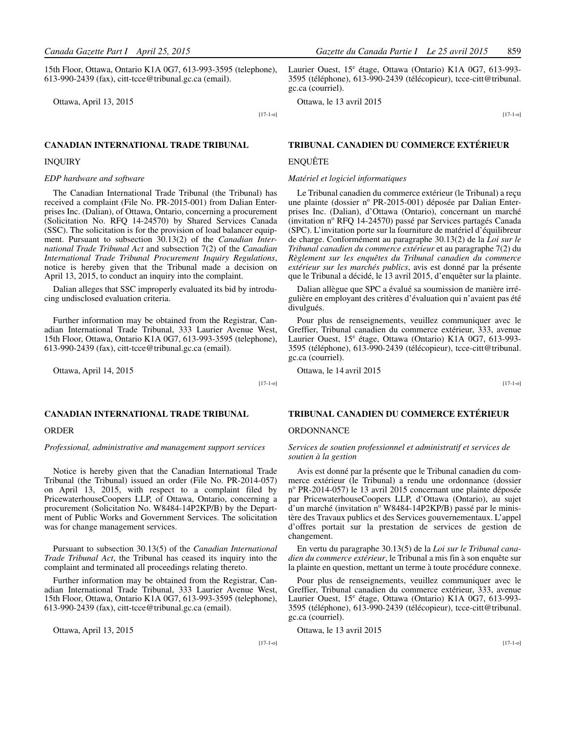15th Floor, Ottawa, Ontario K1A 0G7, 613-993-3595 (telephone), 613-990-2439 (fax), citt-tcce@tribunal.gc.ca (email).

Ottawa, April 13, 2015

[17-1-o]

Laurier Ouest, 15e étage, Ottawa (Ontario) K1A 0G7, 613-993-3595 (téléphone), 613-990-2439 (télécopieur), tcce-citt@tribunal.gc.ca (courriel).

Ottawa, le 13 avril 2015

[17-1-o]

## CANADIAN INTERNATIONAL TRADE TRIBUNAL

### INQUIRY

*EDP hardware and software*

The Canadian International Trade Tribunal (the Tribunal) has received a complaint (File No. PR-2015-001) from Dalian Enterprises Inc. (Dalian), of Ottawa, Ontario, concerning a procurement (Solicitation No. RFQ 14-24570) by Shared Services Canada (SSC). The solicitation is for the provision of load balancer equipment. Pursuant to subsection 30.13(2) of the *Canadian International Trade Tribunal Act* and subsection 7(2) of the *Canadian International Trade Tribunal Procurement Inquiry Regulations*, notice is hereby given that the Tribunal made a decision on April 13, 2015, to conduct an inquiry into the complaint.

Dalian alleges that SSC improperly evaluated its bid by introducing undisclosed evaluation criteria.

Further information may be obtained from the Registrar, Canadian International Trade Tribunal, 333 Laurier Avenue West, 15th Floor, Ottawa, Ontario K1A 0G7, 613-993-3595 (telephone), 613-990-2439 (fax), citt-tcce@tribunal.gc.ca (email).

Ottawa, April 14, 2015

[17-1-o]

## TRIBUNAL CANADIEN DU COMMERCE EXTÉRIEUR

### ENQUÊTE

*Matériel et logiciel informatiques*

Le Tribunal canadien du commerce extérieur (le Tribunal) a reçu une plainte (dossier no PR-2015-001) déposée par Dalian Enterprises Inc. (Dalian), d'Ottawa (Ontario), concernant un marché (invitation no RFQ 14-24570) passé par Services partagés Canada (SPC). L'invitation porte sur la fourniture de matériel d'équilibreur de charge. Conformément au paragraphe 30.13(2) de la *Loi sur le Tribunal canadien du commerce extérieur* et au paragraphe 7(2) du *Règlement sur les enquêtes du Tribunal canadien du commerce extérieur sur les marchés publics*, avis est donné par la présente que le Tribunal a décidé, le 13 avril 2015, d'enquêter sur la plainte.

Dalian allègue que SPC a évalué sa soumission de manière irrégulière en employant des critères d'évaluation qui n'avaient pas été divulgués.

Pour plus de renseignements, veuillez communiquer avec le Greffier, Tribunal canadien du commerce extérieur, 333, avenue Laurier Ouest, 15e étage, Ottawa (Ontario) K1A 0G7, 613-993-3595 (téléphone), 613-990-2439 (télécopieur), tcce-citt@tribunal.gc.ca (courriel).

Ottawa, le 14 avril 2015

[17-1-o]

## CANADIAN INTERNATIONAL TRADE TRIBUNAL

### ORDER

*Professional, administrative and management support services*

Notice is hereby given that the Canadian International Trade Tribunal (the Tribunal) issued an order (File No. PR-2014-057) on April 13, 2015, with respect to a complaint filed by PricewaterhouseCoopers LLP, of Ottawa, Ontario, concerning a procurement (Solicitation No. W8484-14P2KP/B) by the Department of Public Works and Government Services. The solicitation was for change management services.

Pursuant to subsection 30.13(5) of the *Canadian International Trade Tribunal Act*, the Tribunal has ceased its inquiry into the complaint and terminated all proceedings relating thereto.

Further information may be obtained from the Registrar, Canadian International Trade Tribunal, 333 Laurier Avenue West, 15th Floor, Ottawa, Ontario K1A 0G7, 613-993-3595 (telephone), 613-990-2439 (fax), citt-tcce@tribunal.gc.ca (email).

Ottawa, April 13, 2015

[17-1-o]

## TRIBUNAL CANADIEN DU COMMERCE EXTÉRIEUR

### ORDONNANCE

*Services de soutien professionnel et administratif et services de soutien à la gestion*

Avis est donné par la présente que le Tribunal canadien du commerce extérieur (le Tribunal) a rendu une ordonnance (dossier no PR-2014-057) le 13 avril 2015 concernant une plainte déposée par PricewaterhouseCoopers LLP, d'Ottawa (Ontario), au sujet d'un marché (invitation no W8484-14P2KP/B) passé par le ministère des Travaux publics et des Services gouvernementaux. L'appel d'offres portait sur la prestation de services de gestion de changement.

En vertu du paragraphe 30.13(5) de la *Loi sur le Tribunal canadien du commerce extérieur*, le Tribunal a mis fin à son enquête sur la plainte en question, mettant un terme à toute procédure connexe.

Pour plus de renseignements, veuillez communiquer avec le Greffier, Tribunal canadien du commerce extérieur, 333, avenue Laurier Ouest, 15e étage, Ottawa (Ontario) K1A 0G7, 613-993-3595 (téléphone), 613-990-2439 (télécopieur), tcce-citt@tribunal.gc.ca (courriel).

Ottawa, le 13 avril 2015

[17-1-o]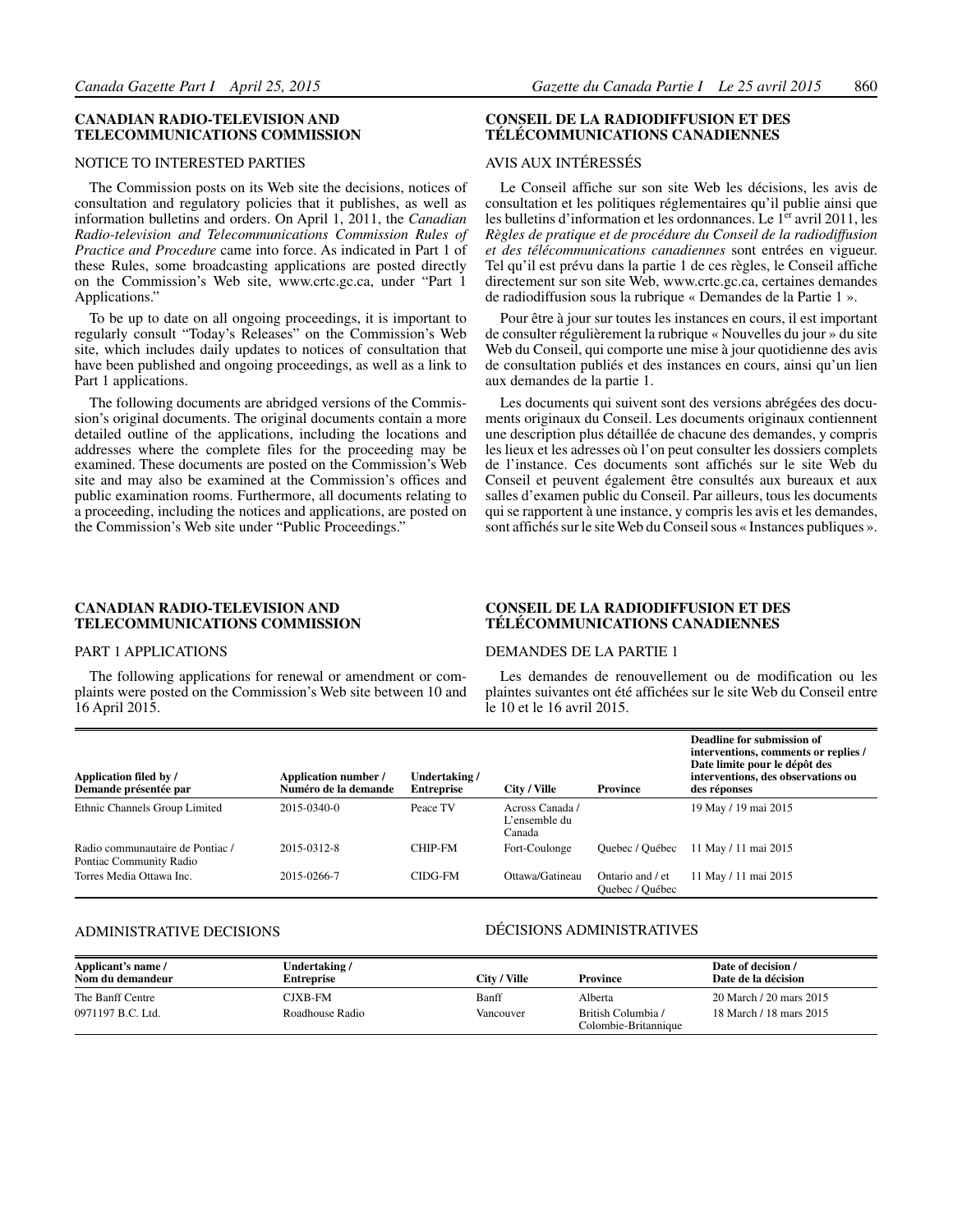## CANADIAN RADIO-TELEVISION AND TELECOMMUNICATIONS COMMISSION

### NOTICE TO INTERESTED PARTIES

The Commission posts on its Web site the decisions, notices of consultation and regulatory policies that it publishes, as well as information bulletins and orders. On April 1, 2011, the *Canadian Radio-television and Telecommunications Commission Rules of Practice and Procedure* came into force. As indicated in Part 1 of these Rules, some broadcasting applications are posted directly on the Commission's Web site, www.crtc.gc.ca, under "Part 1 Applications."

To be up to date on all ongoing proceedings, it is important to regularly consult "Today's Releases" on the Commission's Web site, which includes daily updates to notices of consultation that have been published and ongoing proceedings, as well as a link to Part 1 applications.

The following documents are abridged versions of the Commission's original documents. The original documents contain a more detailed outline of the applications, including the locations and addresses where the complete files for the proceeding may be examined. These documents are posted on the Commission's Web site and may also be examined at the Commission's offices and public examination rooms. Furthermore, all documents relating to a proceeding, including the notices and applications, are posted on the Commission's Web site under "Public Proceedings."

## CONSEIL DE LA RADIODIFFUSION ET DES TÉLÉCOMMUNICATIONS CANADIENNES

### AVIS AUX INTÉRESSÉS

Le Conseil affiche sur son site Web les décisions, les avis de consultation et les politiques réglementaires qu'il publie ainsi que les bulletins d'information et les ordonnances. Le 1er avril 2011, les *Règles de pratique et de procédure du Conseil de la radiodiffusion et des télécommunications canadiennes* sont entrées en vigueur. Tel qu'il est prévu dans la partie 1 de ces règles, le Conseil affiche directement sur son site Web, www.crtc.gc.ca, certaines demandes de radiodiffusion sous la rubrique « Demandes de la Partie 1 ».

Pour être à jour sur toutes les instances en cours, il est important de consulter régulièrement la rubrique « Nouvelles du jour » du site Web du Conseil, qui comporte une mise à jour quotidienne des avis de consultation publiés et des instances en cours, ainsi qu'un lien aux demandes de la partie 1.

Les documents qui suivent sont des versions abrégées des documents originaux du Conseil. Les documents originaux contiennent une description plus détaillée de chacune des demandes, y compris les lieux et les adresses où l'on peut consulter les dossiers complets de l'instance. Ces documents sont affichés sur le site Web du Conseil et peuvent également être consultés aux bureaux et aux salles d'examen public du Conseil. Par ailleurs, tous les documents qui se rapportent à une instance, y compris les avis et les demandes, sont affichés sur le site Web du Conseil sous « Instances publiques ».

## CANADIAN RADIO-TELEVISION AND TELECOMMUNICATIONS COMMISSION

### PART 1 APPLICATIONS

The following applications for renewal or amendment or complaints were posted on the Commission's Web site between 10 and 16 April 2015.

## CONSEIL DE LA RADIODIFFUSION ET DES TÉLÉCOMMUNICATIONS CANADIENNES

### DEMANDES DE LA PARTIE 1

Les demandes de renouvellement ou de modification ou les plaintes suivantes ont été affichées sur le site Web du Conseil entre le 10 et le 16 avril 2015.

| Application filed by / Demande présentée par | Application number / Numéro de la demande | Undertaking / Entreprise | City / Ville | Province | Deadline for submission of interventions, comments or replies / Date limite pour le dépôt des interventions, des observations ou des réponses |
|---|---|---|---|---|---|
| Ethnic Channels Group Limited | 2015-0340-0 | Peace TV | Across Canada / L'ensemble du Canada | | 19 May / 19 mai 2015 |
| Radio communautaire de Pontiac / Pontiac Community Radio | 2015-0312-8 | CHIP-FM | Fort-Coulonge | Quebec / Québec | 11 May / 11 mai 2015 |
| Torres Media Ottawa Inc. | 2015-0266-7 | CIDG-FM | Ottawa/Gatineau | Ontario and / et Quebec / Québec | 11 May / 11 mai 2015 |

### ADMINISTRATIVE DECISIONS

### DÉCISIONS ADMINISTRATIVES

| Applicant's name / Nom du demandeur | Undertaking / Entreprise | City / Ville | Province | Date of decision / Date de la décision |
|---|---|---|---|---|
| The Banff Centre | CJXB-FM | Banff | Alberta | 20 March / 20 mars 2015 |
| 0971197 B.C. Ltd. | Roadhouse Radio | Vancouver | British Columbia / Colombie-Britannique | 18 March / 18 mars 2015 |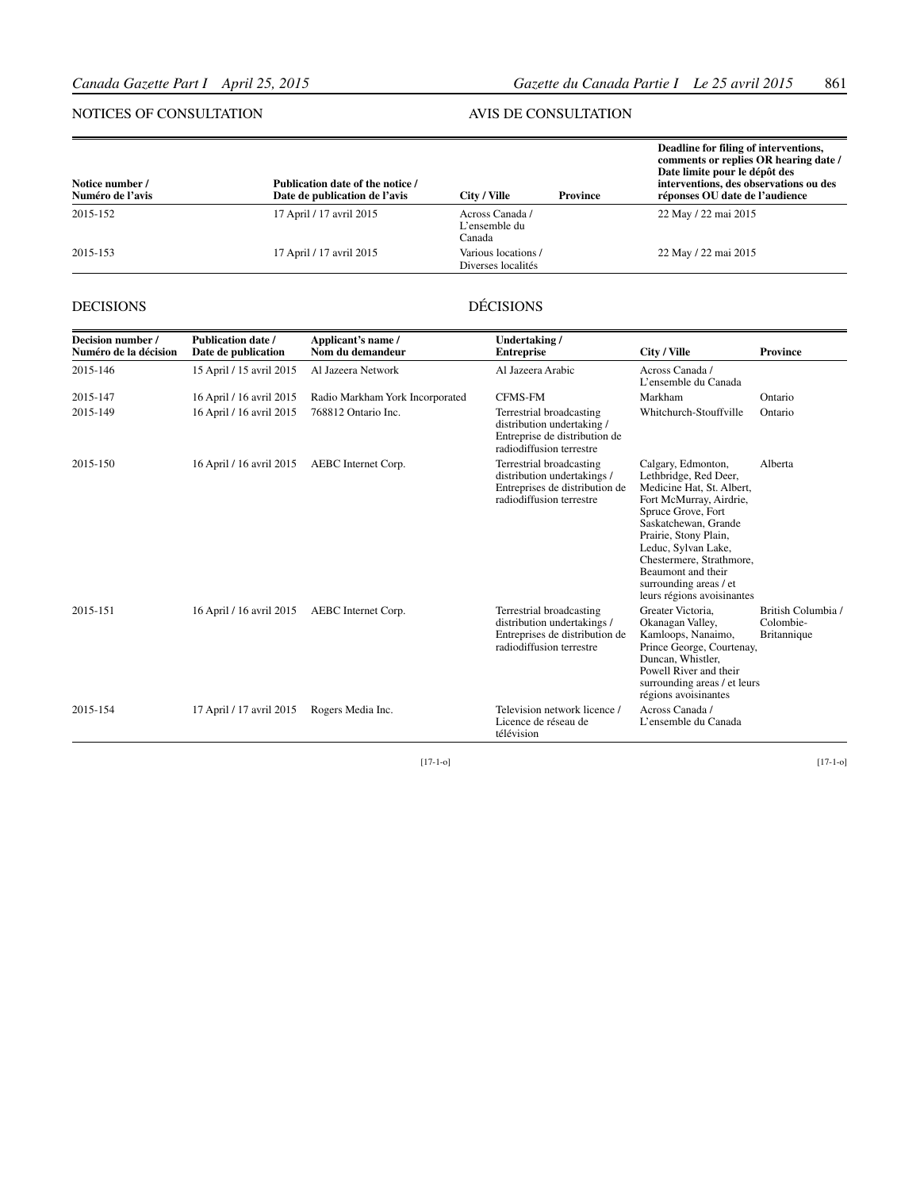NOTICES OF CONSULTATION

AVIS DE CONSULTATION

| Notice number / Numéro de l'avis | Publication date of the notice / Date de publication de l'avis | City / Ville | Province | Deadline for filing of interventions, comments or replies OR hearing date / Date limite pour le dépôt des interventions, des observations ou des réponses OU date de l'audience |
|---|---|---|---|---|
| 2015-152 | 17 April / 17 avril 2015 | Across Canada / L'ensemble du Canada | | 22 May / 22 mai 2015 |
| 2015-153 | 17 April / 17 avril 2015 | Various locations / Diverses localités | | 22 May / 22 mai 2015 |

DECISIONS

DÉCISIONS

| Decision number / Numéro de la décision | Publication date / Date de publication | Applicant's name / Nom du demandeur | Undertaking / Entreprise | City / Ville | Province |
|---|---|---|---|---|---|
| 2015-146 | 15 April / 15 avril 2015 | Al Jazeera Network | Al Jazeera Arabic | Across Canada / L'ensemble du Canada | |
| 2015-147 | 16 April / 16 avril 2015 | Radio Markham York Incorporated | CFMS-FM | Markham | Ontario |
| 2015-149 | 16 April / 16 avril 2015 | 768812 Ontario Inc. | Terrestrial broadcasting distribution undertaking / Entreprise de distribution de radiodiffusion terrestre | Whitchurch-Stouffville | Ontario |
| 2015-150 | 16 April / 16 avril 2015 | AEBC Internet Corp. | Terrestrial broadcasting distribution undertakings / Entreprises de distribution de radiodiffusion terrestre | Calgary, Edmonton, Lethbridge, Red Deer, Medicine Hat, St. Albert, Fort McMurray, Airdrie, Spruce Grove, Fort Saskatchewan, Grande Prairie, Stony Plain, Leduc, Sylvan Lake, Chestermere, Strathmore, Beaumont and their surrounding areas / et leurs régions avoisinantes | Alberta |
| 2015-151 | 16 April / 16 avril 2015 | AEBC Internet Corp. | Terrestrial broadcasting distribution undertakings / Entreprises de distribution de radiodiffusion terrestre | Greater Victoria, Okanagan Valley, Kamloops, Nanaimo, Prince George, Courtenay, Duncan, Whistler, Powell River and their surrounding areas / et leurs régions avoisinantes | British Columbia / Colombie-Britannique |
| 2015-154 | 17 April / 17 avril 2015 | Rogers Media Inc. | Television network licence / Licence de réseau de télévision | Across Canada / L'ensemble du Canada | |

[17-1-o]

[17-1-o]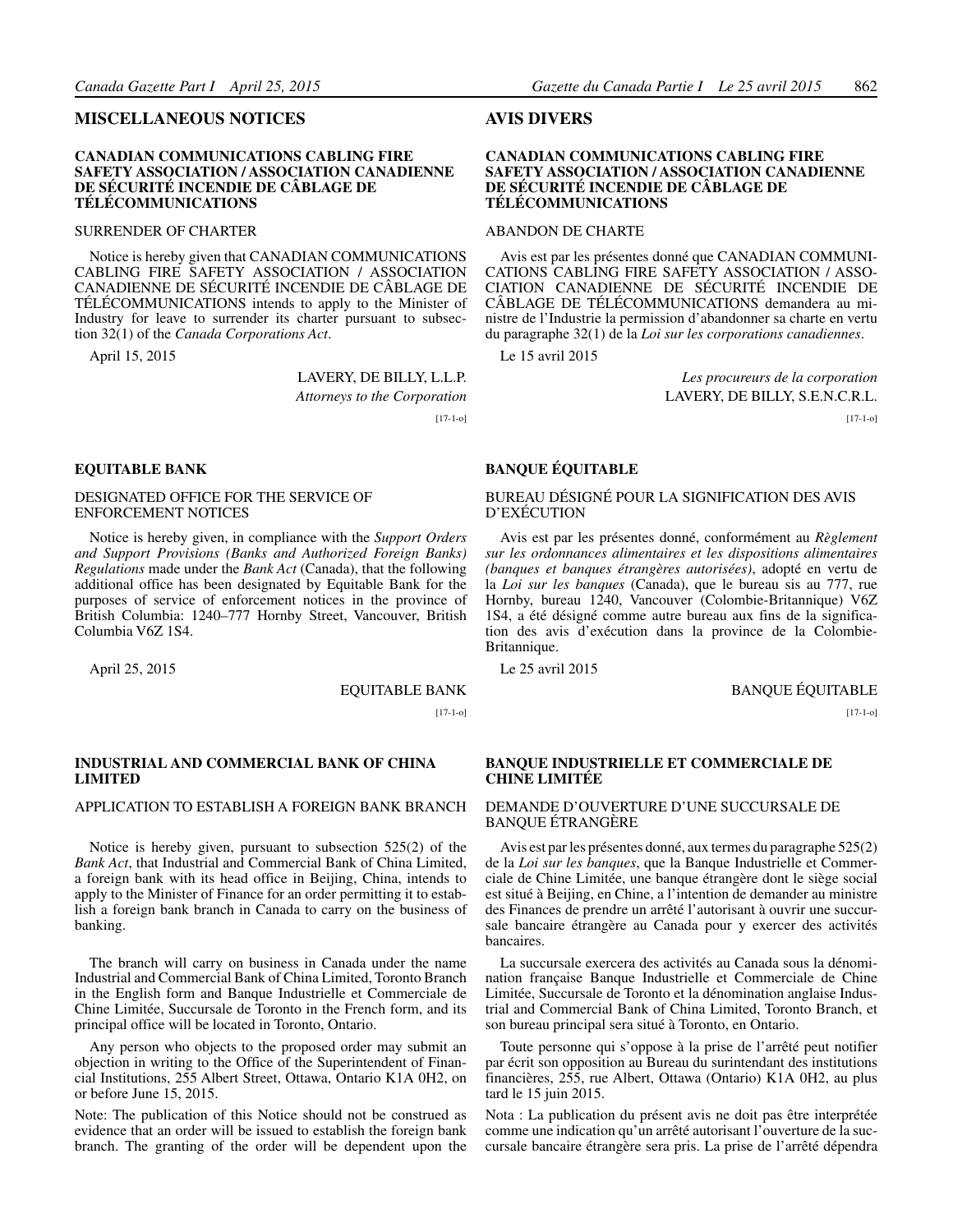## MISCELLANEOUS NOTICES

### CANADIAN COMMUNICATIONS CABLING FIRE SAFETY ASSOCIATION / ASSOCIATION CANADIENNE DE SÉCURITÉ INCENDIE DE CÂBLAGE DE TÉLÉCOMMUNICATIONS

SURRENDER OF CHARTER

Notice is hereby given that CANADIAN COMMUNICATIONS CABLING FIRE SAFETY ASSOCIATION / ASSOCIATION CANADIENNE DE SÉCURITÉ INCENDIE DE CÂBLAGE DE TÉLÉCOMMUNICATIONS intends to apply to the Minister of Industry for leave to surrender its charter pursuant to subsection 32(1) of the *Canada Corporations Act*.

April 15, 2015

LAVERY, DE BILLY, L.L.P.
*Attorneys to the Corporation*

[17-1-o]

### EQUITABLE BANK

DESIGNATED OFFICE FOR THE SERVICE OF ENFORCEMENT NOTICES

Notice is hereby given, in compliance with the *Support Orders and Support Provisions (Banks and Authorized Foreign Banks) Regulations* made under the *Bank Act* (Canada), that the following additional office has been designated by Equitable Bank for the purposes of service of enforcement notices in the province of British Columbia: 1240–777 Hornby Street, Vancouver, British Columbia V6Z 1S4.

April 25, 2015

EQUITABLE BANK

[17-1-o]

### INDUSTRIAL AND COMMERCIAL BANK OF CHINA LIMITED

APPLICATION TO ESTABLISH A FOREIGN BANK BRANCH

Notice is hereby given, pursuant to subsection 525(2) of the *Bank Act*, that Industrial and Commercial Bank of China Limited, a foreign bank with its head office in Beijing, China, intends to apply to the Minister of Finance for an order permitting it to establish a foreign bank branch in Canada to carry on the business of banking.

The branch will carry on business in Canada under the name Industrial and Commercial Bank of China Limited, Toronto Branch in the English form and Banque Industrielle et Commerciale de Chine Limitée, Succursale de Toronto in the French form, and its principal office will be located in Toronto, Ontario.

Any person who objects to the proposed order may submit an objection in writing to the Office of the Superintendent of Financial Institutions, 255 Albert Street, Ottawa, Ontario K1A 0H2, on or before June 15, 2015.

Note: The publication of this Notice should not be construed as evidence that an order will be issued to establish the foreign bank branch. The granting of the order will be dependent upon the

## AVIS DIVERS

### CANADIAN COMMUNICATIONS CABLING FIRE SAFETY ASSOCIATION / ASSOCIATION CANADIENNE DE SÉCURITÉ INCENDIE DE CÂBLAGE DE TÉLÉCOMMUNICATIONS

ABANDON DE CHARTE

Avis est par les présentes donné que CANADIAN COMMUNICATIONS CABLING FIRE SAFETY ASSOCIATION / ASSOCIATION CANADIENNE DE SÉCURITÉ INCENDIE DE CÂBLAGE DE TÉLÉCOMMUNICATIONS demandera au ministre de l'Industrie la permission d'abandonner sa charte en vertu du paragraphe 32(1) de la *Loi sur les corporations canadiennes*.

Le 15 avril 2015

*Les procureurs de la corporation*
LAVERY, DE BILLY, S.E.N.C.R.L.

[17-1-o]

### BANQUE ÉQUITABLE

BUREAU DÉSIGNÉ POUR LA SIGNIFICATION DES AVIS D'EXÉCUTION

Avis est par les présentes donné, conformément au *Règlement sur les ordonnances alimentaires et les dispositions alimentaires (banques et banques étrangères autorisées)*, adopté en vertu de la *Loi sur les banques* (Canada), que le bureau sis au 777, rue Hornby, bureau 1240, Vancouver (Colombie-Britannique) V6Z 1S4, a été désigné comme autre bureau aux fins de la signification des avis d'exécution dans la province de la Colombie-Britannique.

Le 25 avril 2015

BANQUE ÉQUITABLE

[17-1-o]

### BANQUE INDUSTRIELLE ET COMMERCIALE DE CHINE LIMITÉE

DEMANDE D'OUVERTURE D'UNE SUCCURSALE DE BANQUE ÉTRANGÈRE

Avis est par les présentes donné, aux termes du paragraphe 525(2) de la *Loi sur les banques*, que la Banque Industrielle et Commerciale de Chine Limitée, une banque étrangère dont le siège social est situé à Beijing, en Chine, a l'intention de demander au ministre des Finances de prendre un arrêté l'autorisant à ouvrir une succursale bancaire étrangère au Canada pour y exercer des activités bancaires.

La succursale exercera des activités au Canada sous la dénomination française Banque Industrielle et Commerciale de Chine Limitée, Succursale de Toronto et la dénomination anglaise Industrial and Commercial Bank of China Limited, Toronto Branch, et son bureau principal sera situé à Toronto, en Ontario.

Toute personne qui s'oppose à la prise de l'arrêté peut notifier par écrit son opposition au Bureau du surintendant des institutions financières, 255, rue Albert, Ottawa (Ontario) K1A 0H2, au plus tard le 15 juin 2015.

Nota : La publication du présent avis ne doit pas être interprétée comme une indication qu'un arrêté autorisant l'ouverture de la succursale bancaire étrangère sera pris. La prise de l'arrêté dépendra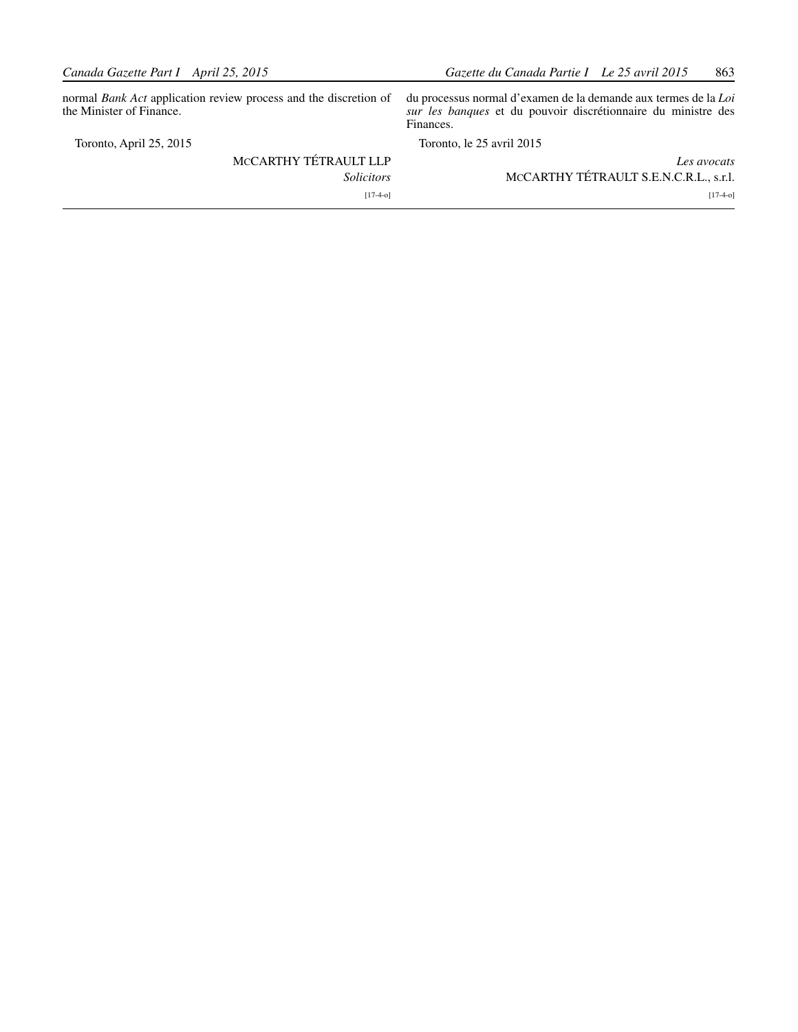normal *Bank Act* application review process and the discretion of the Minister of Finance.

Toronto, April 25, 2015

MCCARTHY TÉTRAULT LLP

*Solicitors*

[17-4-o]

du processus normal d'examen de la demande aux termes de la *Loi sur les banques* et du pouvoir discrétionnaire du ministre des Finances.

Toronto, le 25 avril 2015

*Les avocats*

MCCARTHY TÉTRAULT S.E.N.C.R.L., s.r.l.

[17-4-o]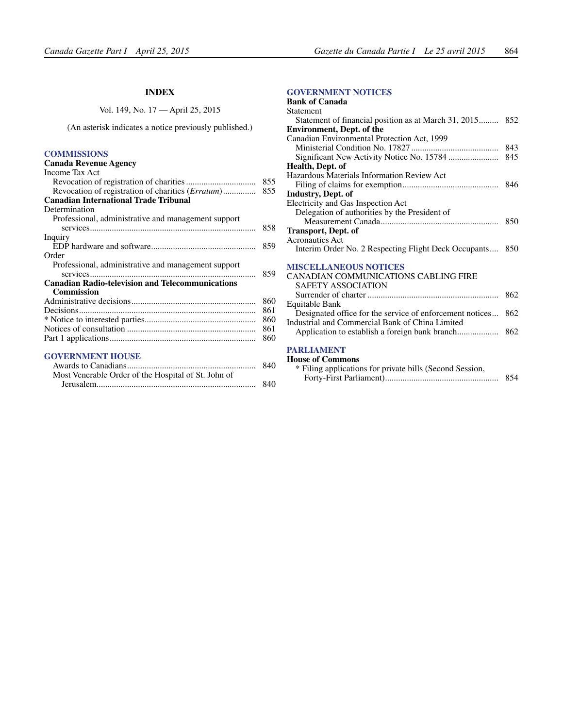# INDEX

Vol. 149, No. 17 — April 25, 2015

(An asterisk indicates a notice previously published.)

## COMMISSIONS

**Canada Revenue Agency**

Income Tax Act

Revocation of registration of charities ................................ 855

Revocation of registration of charities (*Erratum*).............. 855

**Canadian International Trade Tribunal**

Determination

Professional, administrative and management support services........................................................................ 858

Inquiry

EDP hardware and software................................................ 859

Order

Professional, administrative and management support services........................................................................ 859

**Canadian Radio-television and Telecommunications Commission**

Administrative decisions......................................................... 860

Decisions................................................................................. 861

* Notice to interested parties................................................... 860

Notices of consultation ........................................................... 861

Part 1 applications................................................................... 860

## GOVERNMENT HOUSE

Awards to Canadians........................................................... 840

Most Venerable Order of the Hospital of St. John of Jerusalem......................................................................... 840

## GOVERNMENT NOTICES

**Bank of Canada**

Statement

Statement of financial position as at March 31, 2015......... 852

**Environment, Dept. of the**

Canadian Environmental Protection Act, 1999

Ministerial Condition No. 17827........................................ 843

Significant New Activity Notice No. 15784 ....................... 845

**Health, Dept. of**

Hazardous Materials Information Review Act

Filing of claims for exemption............................................ 846

**Industry, Dept. of**

Electricity and Gas Inspection Act

Delegation of authorities by the President of Measurement Canada...................................................... 850

**Transport, Dept. of**

Aeronautics Act

Interim Order No. 2 Respecting Flight Deck Occupants.... 850

## MISCELLANEOUS NOTICES

CANADIAN COMMUNICATIONS CABLING FIRE SAFETY ASSOCIATION

Surrender of charter ............................................................ 862

Equitable Bank

Designated office for the service of enforcement notices... 862

Industrial and Commercial Bank of China Limited

Application to establish a foreign bank branch................... 862

## PARLIAMENT

**House of Commons**

* Filing applications for private bills (Second Session, Forty-First Parliament).................................................... 854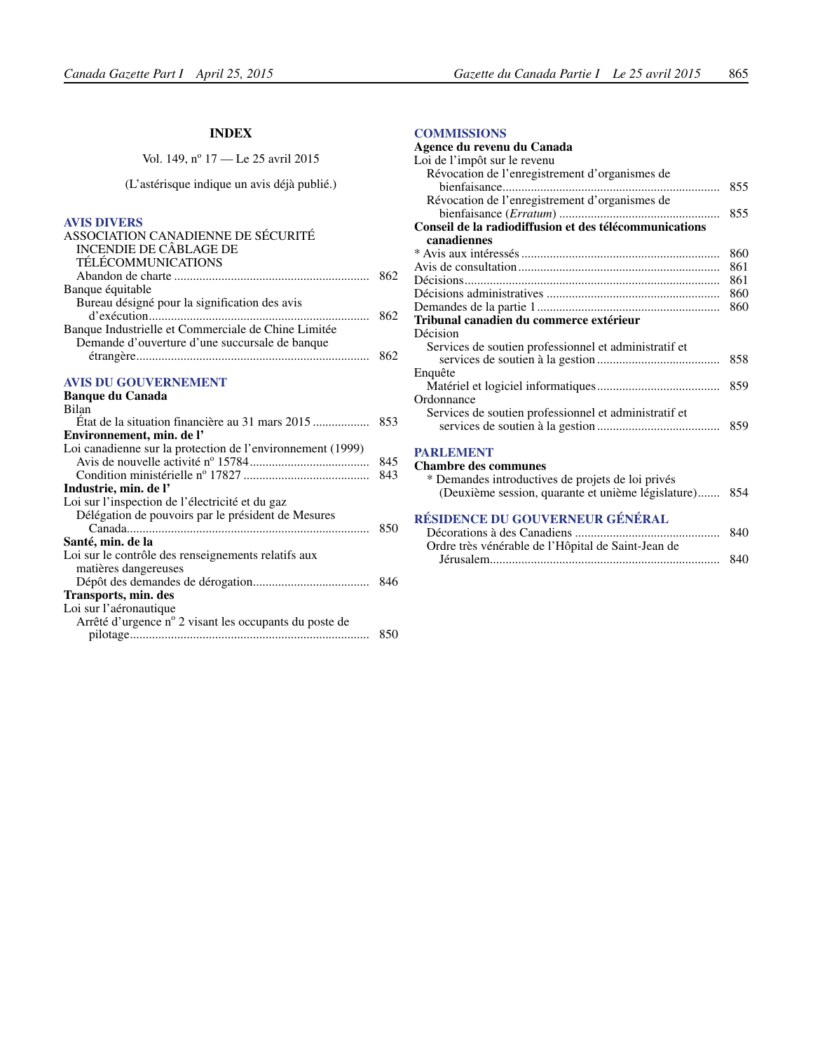# INDEX

Vol. 149, nº 17 — Le 25 avril 2015

(L'astérisque indique un avis déjà publié.)

## AVIS DIVERS

ASSOCIATION CANADIENNE DE SÉCURITÉ INCENDIE DE CÂBLAGE DE TÉLÉCOMMUNICATIONS
- Abandon de charte ... 862

Banque équitable
- Bureau désigné pour la signification des avis d'exécution ... 862

Banque Industrielle et Commerciale de Chine Limitée
- Demande d'ouverture d'une succursale de banque étrangère ... 862

## AVIS DU GOUVERNEMENT

**Banque du Canada**

Bilan
- État de la situation financière au 31 mars 2015 ... 853

**Environnement, min. de l'**

Loi canadienne sur la protection de l'environnement (1999)
- Avis de nouvelle activité nº 15784 ... 845
- Condition ministérielle nº 17827 ... 843

**Industrie, min. de l'**

Loi sur l'inspection de l'électricité et du gaz
- Délégation de pouvoirs par le président de Mesures Canada ... 850

**Santé, min. de la**

Loi sur le contrôle des renseignements relatifs aux matières dangereuses
- Dépôt des demandes de dérogation ... 846

**Transports, min. des**

Loi sur l'aéronautique
- Arrêté d'urgence nº 2 visant les occupants du poste de pilotage ... 850

## COMMISSIONS

**Agence du revenu du Canada**

Loi de l'impôt sur le revenu
- Révocation de l'enregistrement d'organismes de bienfaisance ... 855
- Révocation de l'enregistrement d'organismes de bienfaisance (*Erratum*) ... 855

**Conseil de la radiodiffusion et des télécommunications canadiennes**

* Avis aux intéressés ... 860

Avis de consultation ... 861

Décisions ... 861

Décisions administratives ... 860

Demandes de la partie 1 ... 860

**Tribunal canadien du commerce extérieur**

Décision
- Services de soutien professionnel et administratif et services de soutien à la gestion ... 858

Enquête
- Matériel et logiciel informatiques ... 859

Ordonnance
- Services de soutien professionnel et administratif et services de soutien à la gestion ... 859

## PARLEMENT

**Chambre des communes**
- * Demandes introductives de projets de loi privés (Deuxième session, quarante et unième législature) ... 854

## RÉSIDENCE DU GOUVERNEUR GÉNÉRAL

- Décorations à des Canadiens ... 840
- Ordre très vénérable de l'Hôpital de Saint-Jean de Jérusalem ... 840